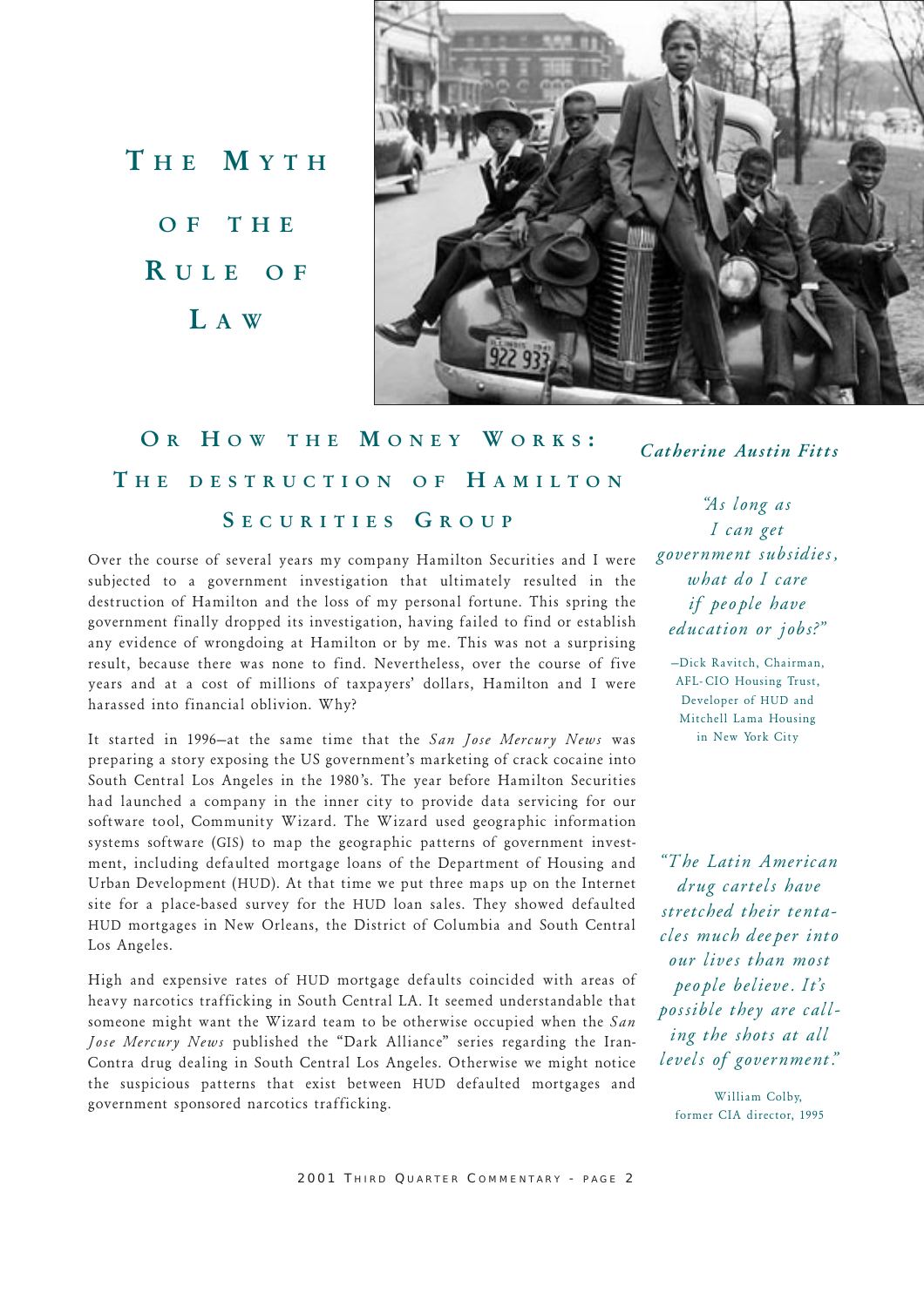# The Myth of the Rule of Law

## Or How the Money Works: The destruction of Hamilton Securities Group

***Catherine Austin Fitts***

Over the course of several years my company Hamilton Securities and I were subjected to a government investigation that ultimately resulted in the destruction of Hamilton and the loss of my personal fortune. This spring the government finally dropped its investigation, having failed to find or establish any evidence of wrongdoing at Hamilton or by me. This was not a surprising result, because there was none to find. Nevertheless, over the course of five years and at a cost of millions of taxpayers' dollars, Hamilton and I were harassed into financial oblivion. Why?

*"As long as I can get government subsidies, what do I care if people have education or jobs?"*

—Dick Ravitch, Chairman, AFL-CIO Housing Trust, Developer of HUD and Mitchell Lama Housing in New York City

It started in 1996—at the same time that the *San Jose Mercury News* was preparing a story exposing the US government's marketing of crack cocaine into South Central Los Angeles in the 1980's. The year before Hamilton Securities had launched a company in the inner city to provide data servicing for our software tool, Community Wizard. The Wizard used geographic information systems software (GIS) to map the geographic patterns of government investment, including defaulted mortgage loans of the Department of Housing and Urban Development (HUD). At that time we put three maps up on the Internet site for a place-based survey for the HUD loan sales. They showed defaulted HUD mortgages in New Orleans, the District of Columbia and South Central Los Angeles.

High and expensive rates of HUD mortgage defaults coincided with areas of heavy narcotics trafficking in South Central LA. It seemed understandable that someone might want the Wizard team to be otherwise occupied when the *San Jose Mercury News* published the "Dark Alliance" series regarding the Iran-Contra drug dealing in South Central Los Angeles. Otherwise we might notice the suspicious patterns that exist between HUD defaulted mortgages and government sponsored narcotics trafficking.

*"The Latin American drug cartels have stretched their tentacles much deeper into our lives than most people believe. It's possible they are calling the shots at all levels of government."*

William Colby, former CIA director, 1995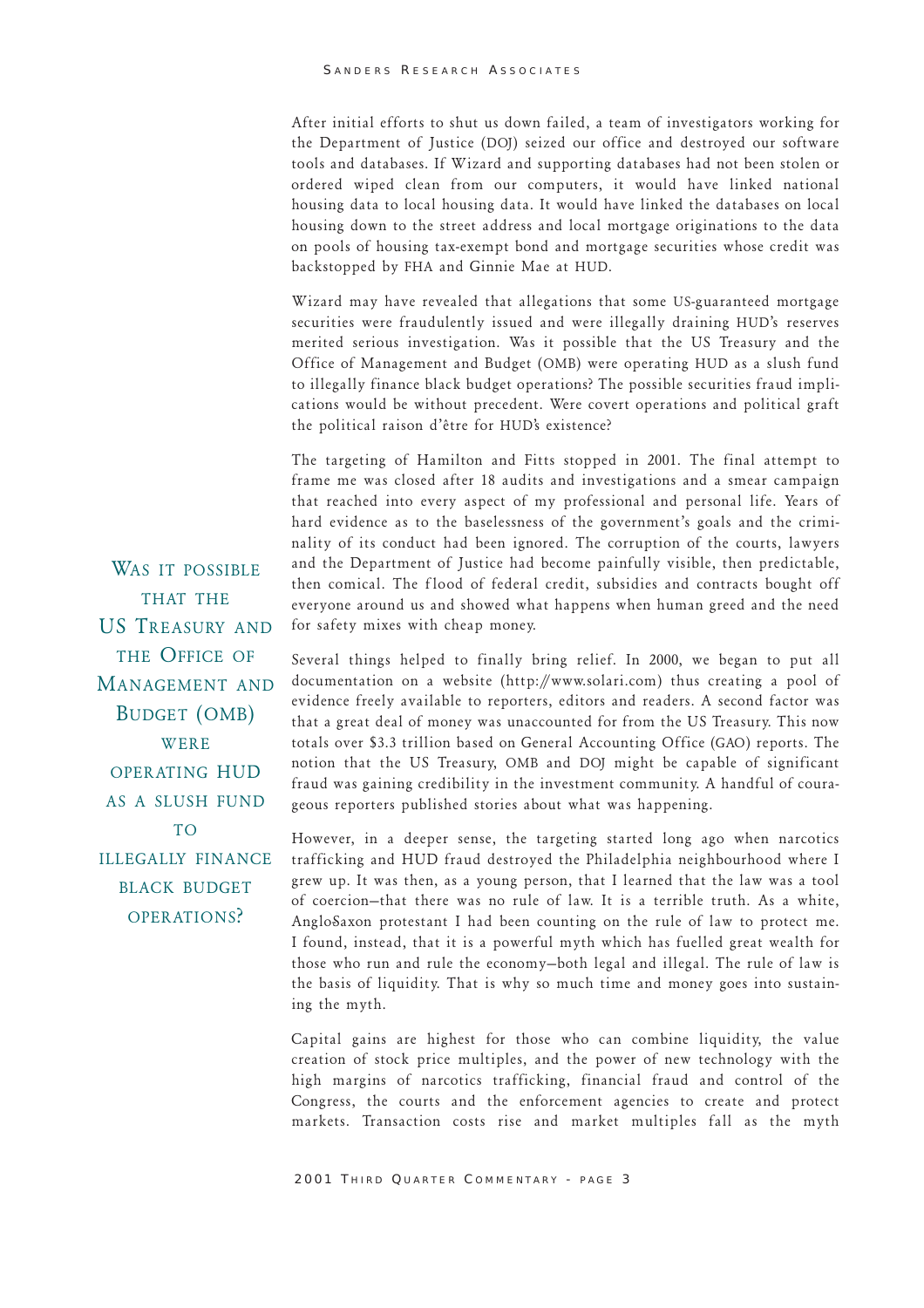After initial efforts to shut us down failed, a team of investigators working for the Department of Justice (DOJ) seized our office and destroyed our software tools and databases. If Wizard and supporting databases had not been stolen or ordered wiped clean from our computers, it would have linked national housing data to local housing data. It would have linked the databases on local housing down to the street address and local mortgage originations to the data on pools of housing tax-exempt bond and mortgage securities whose credit was backstopped by FHA and Ginnie Mae at HUD.

Wizard may have revealed that allegations that some US-guaranteed mortgage securities were fraudulently issued and were illegally draining HUD's reserves merited serious investigation. Was it possible that the US Treasury and the Office of Management and Budget (OMB) were operating HUD as a slush fund to illegally finance black budget operations? The possible securities fraud implications would be without precedent. Were covert operations and political graft the political raison d'être for HUD's existence?

The targeting of Hamilton and Fitts stopped in 2001. The final attempt to frame me was closed after 18 audits and investigations and a smear campaign that reached into every aspect of my professional and personal life. Years of hard evidence as to the baselessness of the government's goals and the criminality of its conduct had been ignored. The corruption of the courts, lawyers and the Department of Justice had become painfully visible, then predictable, then comical. The flood of federal credit, subsidies and contracts bought off everyone around us and showed what happens when human greed and the need for safety mixes with cheap money.

> WAS IT POSSIBLE THAT THE US TREASURY AND THE OFFICE OF MANAGEMENT AND BUDGET (OMB) WERE OPERATING HUD AS A SLUSH FUND TO ILLEGALLY FINANCE BLACK BUDGET OPERATIONS?

Several things helped to finally bring relief. In 2000, we began to put all documentation on a website (http://www.solari.com) thus creating a pool of evidence freely available to reporters, editors and readers. A second factor was that a great deal of money was unaccounted for from the US Treasury. This now totals over \$3.3 trillion based on General Accounting Office (GAO) reports. The notion that the US Treasury, OMB and DOJ might be capable of significant fraud was gaining credibility in the investment community. A handful of courageous reporters published stories about what was happening.

However, in a deeper sense, the targeting started long ago when narcotics trafficking and HUD fraud destroyed the Philadelphia neighbourhood where I grew up. It was then, as a young person, that I learned that the law was a tool of coercion—that there was no rule of law. It is a terrible truth. As a white, AngloSaxon protestant I had been counting on the rule of law to protect me. I found, instead, that it is a powerful myth which has fuelled great wealth for those who run and rule the economy—both legal and illegal. The rule of law is the basis of liquidity. That is why so much time and money goes into sustaining the myth.

Capital gains are highest for those who can combine liquidity, the value creation of stock price multiples, and the power of new technology with the high margins of narcotics trafficking, financial fraud and control of the Congress, the courts and the enforcement agencies to create and protect markets. Transaction costs rise and market multiples fall as the myth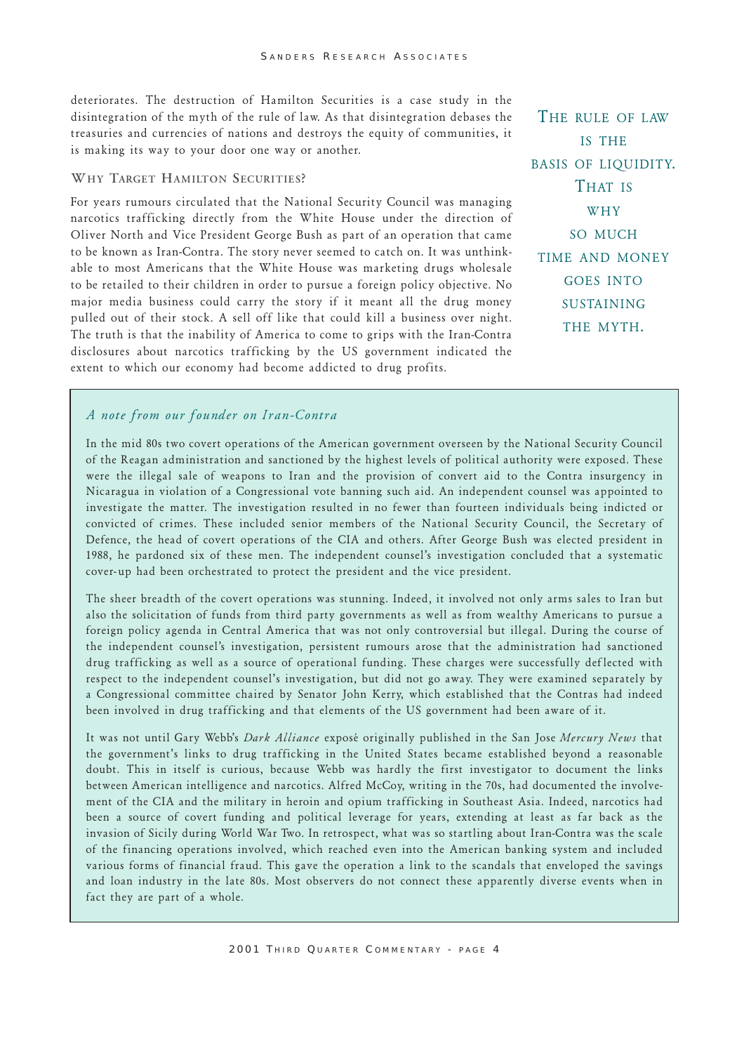deteriorates. The destruction of Hamilton Securities is a case study in the disintegration of the myth of the rule of law. As that disintegration debases the treasuries and currencies of nations and destroys the equity of communities, it is making its way to your door one way or another.

> THE RULE OF LAW IS THE BASIS OF LIQUIDITY. THAT IS WHY SO MUCH TIME AND MONEY GOES INTO SUSTAINING THE MYTH.

### WHY TARGET HAMILTON SECURITIES?

For years rumours circulated that the National Security Council was managing narcotics trafficking directly from the White House under the direction of Oliver North and Vice President George Bush as part of an operation that came to be known as Iran-Contra. The story never seemed to catch on. It was unthinkable to most Americans that the White House was marketing drugs wholesale to be retailed to their children in order to pursue a foreign policy objective. No major media business could carry the story if it meant all the drug money pulled out of their stock. A sell off like that could kill a business over night. The truth is that the inability of America to come to grips with the Iran-Contra disclosures about narcotics trafficking by the US government indicated the extent to which our economy had become addicted to drug profits.

*A note from our founder on Iran-Contra*

In the mid 80s two covert operations of the American government overseen by the National Security Council of the Reagan administration and sanctioned by the highest levels of political authority were exposed. These were the illegal sale of weapons to Iran and the provision of convert aid to the Contra insurgency in Nicaragua in violation of a Congressional vote banning such aid. An independent counsel was appointed to investigate the matter. The investigation resulted in no fewer than fourteen individuals being indicted or convicted of crimes. These included senior members of the National Security Council, the Secretary of Defence, the head of covert operations of the CIA and others. After George Bush was elected president in 1988, he pardoned six of these men. The independent counsel's investigation concluded that a systematic cover-up had been orchestrated to protect the president and the vice president.

The sheer breadth of the covert operations was stunning. Indeed, it involved not only arms sales to Iran but also the solicitation of funds from third party governments as well as from wealthy Americans to pursue a foreign policy agenda in Central America that was not only controversial but illegal. During the course of the independent counsel's investigation, persistent rumours arose that the administration had sanctioned drug trafficking as well as a source of operational funding. These charges were successfully deflected with respect to the independent counsel's investigation, but did not go away. They were examined separately by a Congressional committee chaired by Senator John Kerry, which established that the Contras had indeed been involved in drug trafficking and that elements of the US government had been aware of it.

It was not until Gary Webb's *Dark Alliance* exposé originally published in the San Jose *Mercury News* that the government's links to drug trafficking in the United States became established beyond a reasonable doubt. This in itself is curious, because Webb was hardly the first investigator to document the links between American intelligence and narcotics. Alfred McCoy, writing in the 70s, had documented the involvement of the CIA and the military in heroin and opium trafficking in Southeast Asia. Indeed, narcotics had been a source of covert funding and political leverage for years, extending at least as far back as the invasion of Sicily during World War Two. In retrospect, what was so startling about Iran-Contra was the scale of the financing operations involved, which reached even into the American banking system and included various forms of financial fraud. This gave the operation a link to the scandals that enveloped the savings and loan industry in the late 80s. Most observers do not connect these apparently diverse events when in fact they are part of a whole.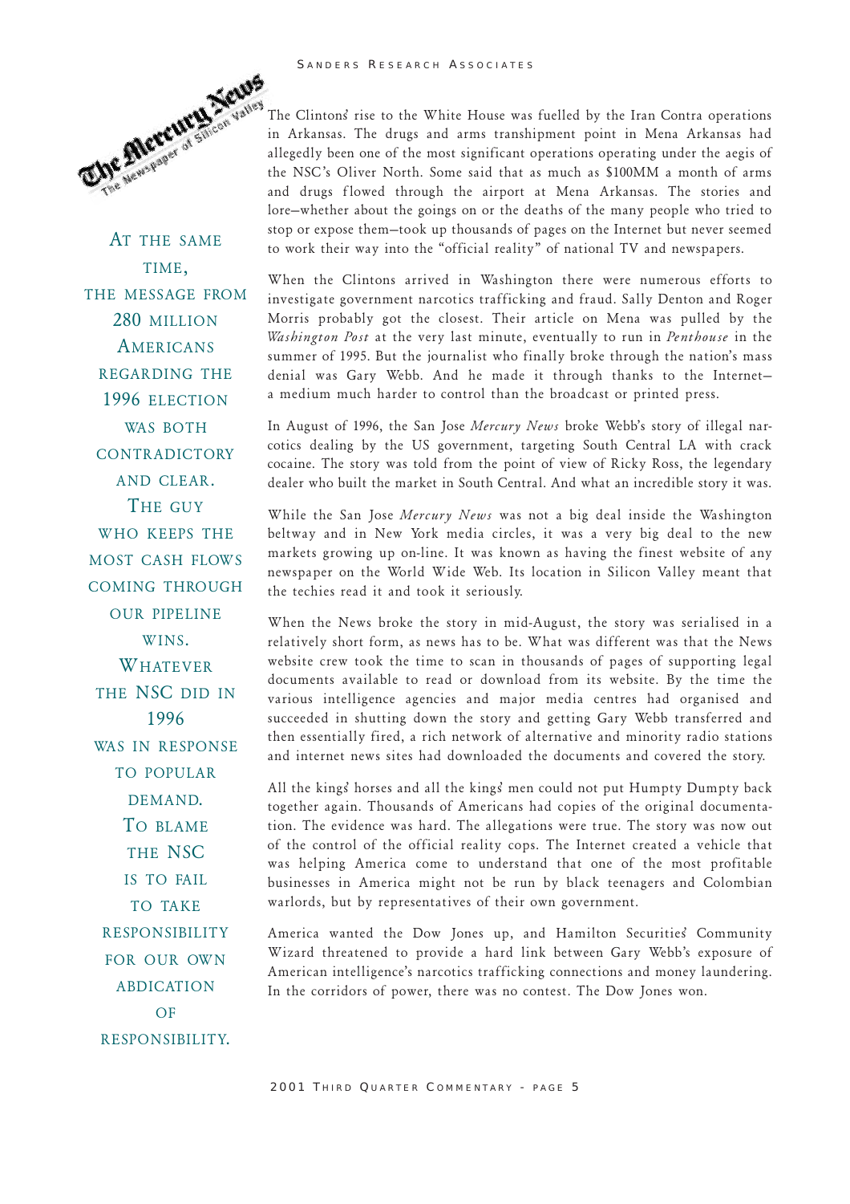The Clintons' rise to the White House was fuelled by the Iran Contra operations in Arkansas. The drugs and arms transhipment point in Mena Arkansas had allegedly been one of the most significant operations operating under the aegis of the NSC's Oliver North. Some said that as much as $100MM a month of arms and drugs flowed through the airport at Mena Arkansas. The stories and lore—whether about the goings on or the deaths of the many people who tried to stop or expose them—took up thousands of pages on the Internet but never seemed to work their way into the "official reality" of national TV and newspapers.

When the Clintons arrived in Washington there were numerous efforts to investigate government narcotics trafficking and fraud. Sally Denton and Roger Morris probably got the closest. Their article on Mena was pulled by the *Washington Post* at the very last minute, eventually to run in *Penthouse* in the summer of 1995. But the journalist who finally broke through the nation's mass denial was Gary Webb. And he made it through thanks to the Internet—a medium much harder to control than the broadcast or printed press.

In August of 1996, the San Jose *Mercury News* broke Webb's story of illegal narcotics dealing by the US government, targeting South Central LA with crack cocaine. The story was told from the point of view of Ricky Ross, the legendary dealer who built the market in South Central. And what an incredible story it was.

While the San Jose *Mercury News* was not a big deal inside the Washington beltway and in New York media circles, it was a very big deal to the new markets growing up on-line. It was known as having the finest website of any newspaper on the World Wide Web. Its location in Silicon Valley meant that the techies read it and took it seriously.

When the News broke the story in mid-August, the story was serialised in a relatively short form, as news has to be. What was different was that the News website crew took the time to scan in thousands of pages of supporting legal documents available to read or download from its website. By the time the various intelligence agencies and major media centres had organised and succeeded in shutting down the story and getting Gary Webb transferred and then essentially fired, a rich network of alternative and minority radio stations and internet news sites had downloaded the documents and covered the story.

All the kings' horses and all the kings' men could not put Humpty Dumpty back together again. Thousands of Americans had copies of the original documentation. The evidence was hard. The allegations were true. The story was now out of the control of the official reality cops. The Internet created a vehicle that was helping America come to understand that one of the most profitable businesses in America might not be run by black teenagers and Colombian warlords, but by representatives of their own government.

America wanted the Dow Jones up, and Hamilton Securities' Community Wizard threatened to provide a hard link between Gary Webb's exposure of American intelligence's narcotics trafficking connections and money laundering. In the corridors of power, there was no contest. The Dow Jones won.

AT THE SAME TIME, THE MESSAGE FROM 280 MILLION AMERICANS REGARDING THE 1996 ELECTION WAS BOTH CONTRADICTORY AND CLEAR. THE GUY WHO KEEPS THE MOST CASH FLOWS COMING THROUGH OUR PIPELINE WINS. WHATEVER THE NSC DID IN 1996 WAS IN RESPONSE TO POPULAR DEMAND. TO BLAME THE NSC IS TO FAIL TO TAKE RESPONSIBILITY FOR OUR OWN ABDICATION OF RESPONSIBILITY.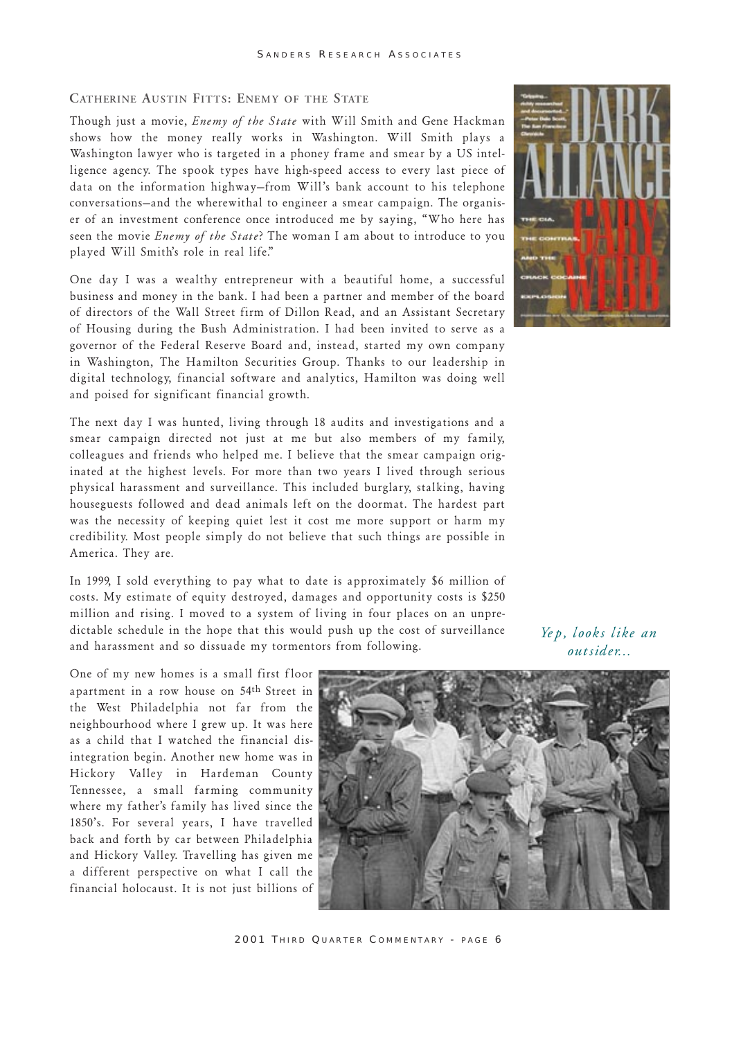## Catherine Austin Fitts: Enemy of the State

Though just a movie, *Enemy of the State* with Will Smith and Gene Hackman shows how the money really works in Washington. Will Smith plays a Washington lawyer who is targeted in a phoney frame and smear by a US intelligence agency. The spook types have high-speed access to every last piece of data on the information highway—from Will's bank account to his telephone conversations—and the wherewithal to engineer a smear campaign. The organiser of an investment conference once introduced me by saying, "Who here has seen the movie *Enemy of the State*? The woman I am about to introduce to you played Will Smith's role in real life."

One day I was a wealthy entrepreneur with a beautiful home, a successful business and money in the bank. I had been a partner and member of the board of directors of the Wall Street firm of Dillon Read, and an Assistant Secretary of Housing during the Bush Administration. I had been invited to serve as a governor of the Federal Reserve Board and, instead, started my own company in Washington, The Hamilton Securities Group. Thanks to our leadership in digital technology, financial software and analytics, Hamilton was doing well and poised for significant financial growth.

The next day I was hunted, living through 18 audits and investigations and a smear campaign directed not just at me but also members of my family, colleagues and friends who helped me. I believe that the smear campaign originated at the highest levels. For more than two years I lived through serious physical harassment and surveillance. This included burglary, stalking, having houseguests followed and dead animals left on the doormat. The hardest part was the necessity of keeping quiet lest it cost me more support or harm my credibility. Most people simply do not believe that such things are possible in America. They are.

In 1999, I sold everything to pay what to date is approximately $6 million of costs. My estimate of equity destroyed, damages and opportunity costs is $250 million and rising. I moved to a system of living in four places on an unpredictable schedule in the hope that this would push up the cost of surveillance and harassment and so dissuade my tormentors from following.

*Yep, looks like an outsider...*

One of my new homes is a small first floor apartment in a row house on 54th Street in the West Philadelphia not far from the neighbourhood where I grew up. It was here as a child that I watched the financial disintegration begin. Another new home was in Hickory Valley in Hardeman County Tennessee, a small farming community where my father's family has lived since the 1850's. For several years, I have travelled back and forth by car between Philadelphia and Hickory Valley. Travelling has given me a different perspective on what I call the financial holocaust. It is not just billions of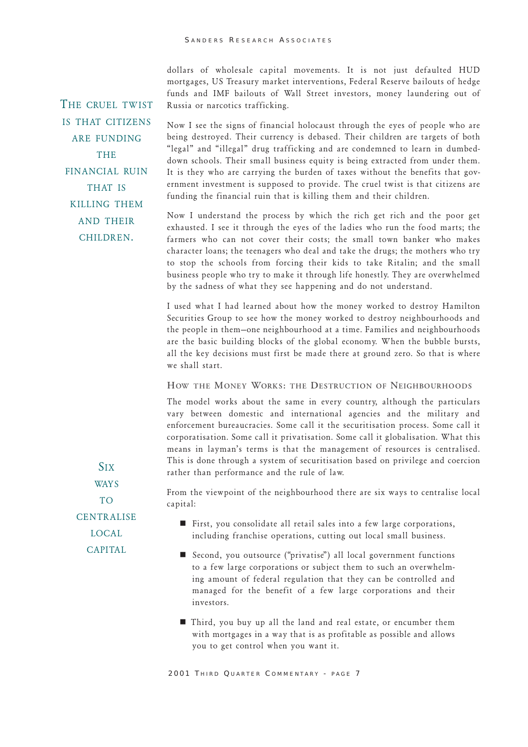dollars of wholesale capital movements. It is not just defaulted HUD mortgages, US Treasury market interventions, Federal Reserve bailouts of hedge funds and IMF bailouts of Wall Street investors, money laundering out of Russia or narcotics trafficking.

> THE CRUEL TWIST IS THAT CITIZENS ARE FUNDING THE FINANCIAL RUIN THAT IS KILLING THEM AND THEIR CHILDREN.

Now I see the signs of financial holocaust through the eyes of people who are being destroyed. Their currency is debased. Their children are targets of both "legal" and "illegal" drug trafficking and are condemned to learn in dumbed-down schools. Their small business equity is being extracted from under them. It is they who are carrying the burden of taxes without the benefits that government investment is supposed to provide. The cruel twist is that citizens are funding the financial ruin that is killing them and their children.

Now I understand the process by which the rich get rich and the poor get exhausted. I see it through the eyes of the ladies who run the food marts; the farmers who can not cover their costs; the small town banker who makes character loans; the teenagers who deal and take the drugs; the mothers who try to stop the schools from forcing their kids to take Ritalin; and the small business people who try to make it through life honestly. They are overwhelmed by the sadness of what they see happening and do not understand.

I used what I had learned about how the money worked to destroy Hamilton Securities Group to see how the money worked to destroy neighbourhoods and the people in them—one neighbourhood at a time. Families and neighbourhoods are the basic building blocks of the global economy. When the bubble bursts, all the key decisions must first be made there at ground zero. So that is where we shall start.

## How the Money Works: the Destruction of Neighbourhoods

The model works about the same in every country, although the particulars vary between domestic and international agencies and the military and enforcement bureaucracies. Some call it the securitisation process. Some call it corporatisation. Some call it privatisation. Some call it globalisation. What this means in layman's terms is that the management of resources is centralised. This is done through a system of securitisation based on privilege and coercion rather than performance and the rule of law.

> SIX WAYS TO CENTRALISE LOCAL CAPITAL

From the viewpoint of the neighbourhood there are six ways to centralise local capital:

- First, you consolidate all retail sales into a few large corporations, including franchise operations, cutting out local small business.
- Second, you outsource ("privatise") all local government functions to a few large corporations or subject them to such an overwhelming amount of federal regulation that they can be controlled and managed for the benefit of a few large corporations and their investors.
- Third, you buy up all the land and real estate, or encumber them with mortgages in a way that is as profitable as possible and allows you to get control when you want it.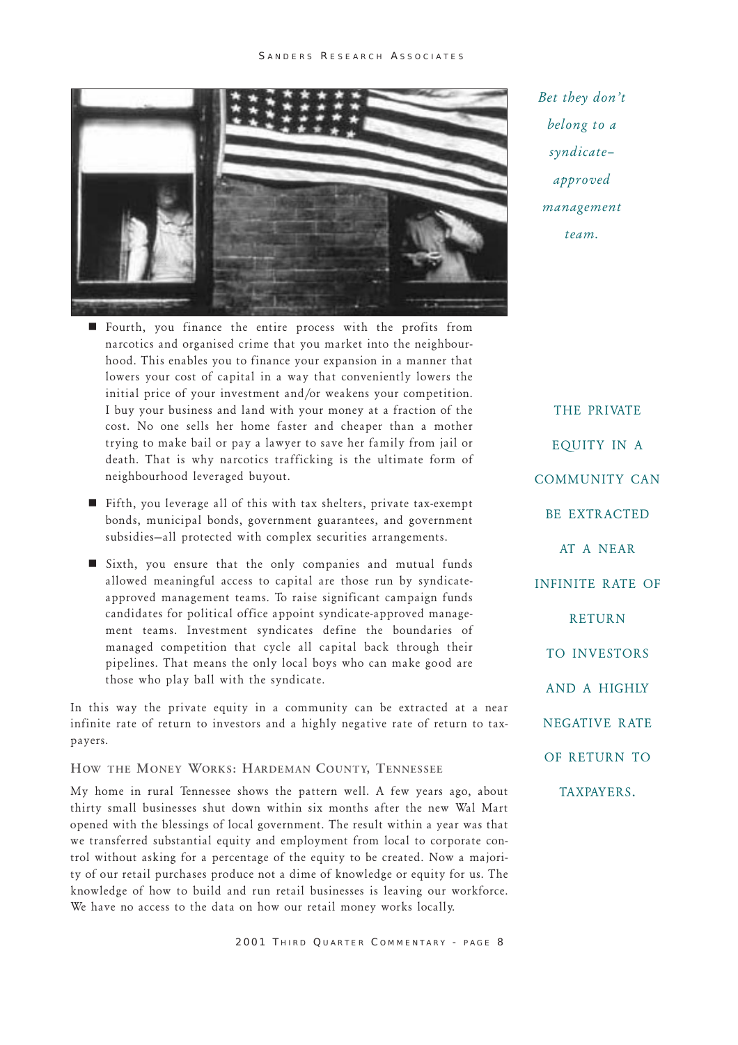*Bet they don't belong to a syndicate–approved management team.*

- Fourth, you finance the entire process with the profits from narcotics and organised crime that you market into the neighbourhood. This enables you to finance your expansion in a manner that lowers your cost of capital in a way that conveniently lowers the initial price of your investment and/or weakens your competition. I buy your business and land with your money at a fraction of the cost. No one sells her home faster and cheaper than a mother trying to make bail or pay a lawyer to save her family from jail or death. That is why narcotics trafficking is the ultimate form of neighbourhood leveraged buyout.
- Fifth, you leverage all of this with tax shelters, private tax-exempt bonds, municipal bonds, government guarantees, and government subsidies—all protected with complex securities arrangements.
- Sixth, you ensure that the only companies and mutual funds allowed meaningful access to capital are those run by syndicate-approved management teams. To raise significant campaign funds candidates for political office appoint syndicate-approved management teams. Investment syndicates define the boundaries of managed competition that cycle all capital back through their pipelines. That means the only local boys who can make good are those who play ball with the syndicate.

In this way the private equity in a community can be extracted at a near infinite rate of return to investors and a highly negative rate of return to taxpayers.

THE PRIVATE EQUITY IN A COMMUNITY CAN BE EXTRACTED AT A NEAR INFINITE RATE OF RETURN TO INVESTORS AND A HIGHLY NEGATIVE RATE OF RETURN TO TAXPAYERS.

### How the Money Works: Hardeman County, Tennessee

My home in rural Tennessee shows the pattern well. A few years ago, about thirty small businesses shut down within six months after the new Wal Mart opened with the blessings of local government. The result within a year was that we transferred substantial equity and employment from local to corporate control without asking for a percentage of the equity to be created. Now a majority of our retail purchases produce not a dime of knowledge or equity for us. The knowledge of how to build and run retail businesses is leaving our workforce. We have no access to the data on how our retail money works locally.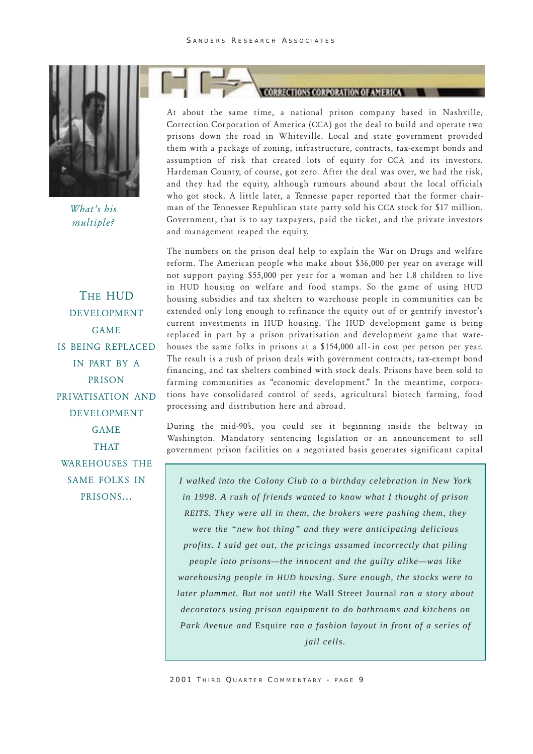*What's his multiple?*

At about the same time, a national prison company based in Nashville, Correction Corporation of America (CCA) got the deal to build and operate two prisons down the road in Whiteville. Local and state government provided them with a package of zoning, infrastructure, contracts, tax-exempt bonds and assumption of risk that created lots of equity for CCA and its investors. Hardeman County, of course, got zero. After the deal was over, we had the risk, and they had the equity, although rumours abound about the local officials who got stock. A little later, a Tennesee paper reported that the former chairman of the Tennessee Republican state party sold his CCA stock for $17 million. Government, that is to say taxpayers, paid the ticket, and the private investors and management reaped the equity.

The numbers on the prison deal help to explain the War on Drugs and welfare reform. The American people who make about $36,000 per year on average will not support paying $55,000 per year for a woman and her 1.8 children to live in HUD housing on welfare and food stamps. So the game of using HUD housing subsidies and tax shelters to warehouse people in communities can be extended only long enough to refinance the equity out of or gentrify investor's current investments in HUD housing. The HUD development game is being replaced in part by a prison privatisation and development game that warehouses the same folks in prisons at a $154,000 all-in cost per person per year. The result is a rush of prison deals with government contracts, tax-exempt bond financing, and tax shelters combined with stock deals. Prisons have been sold to farming communities as "economic development." In the meantime, corporations have consolidated control of seeds, agricultural biotech farming, food processing and distribution here and abroad.

THE HUD DEVELOPMENT GAME IS BEING REPLACED IN PART BY A PRISON PRIVATISATION AND DEVELOPMENT GAME THAT WAREHOUSES THE SAME FOLKS IN PRISONS...

During the mid-90's, you could see it beginning inside the beltway in Washington. Mandatory sentencing legislation or an announcement to sell government prison facilities on a negotiated basis generates significant capital

> *I walked into the Colony Club to a birthday celebration in New York in 1998. A rush of friends wanted to know what I thought of prison REITS. They were all in them, the brokers were pushing them, they were the "new hot thing" and they were anticipating delicious profits. I said get out, the pricings assumed incorrectly that piling people into prisons—the innocent and the guilty alike—was like warehousing people in HUD housing. Sure enough, the stocks were to later plummet. But not until the* Wall Street Journal *ran a story about decorators using prison equipment to do bathrooms and kitchens on Park Avenue and* Esquire *ran a fashion layout in front of a series of jail cells.*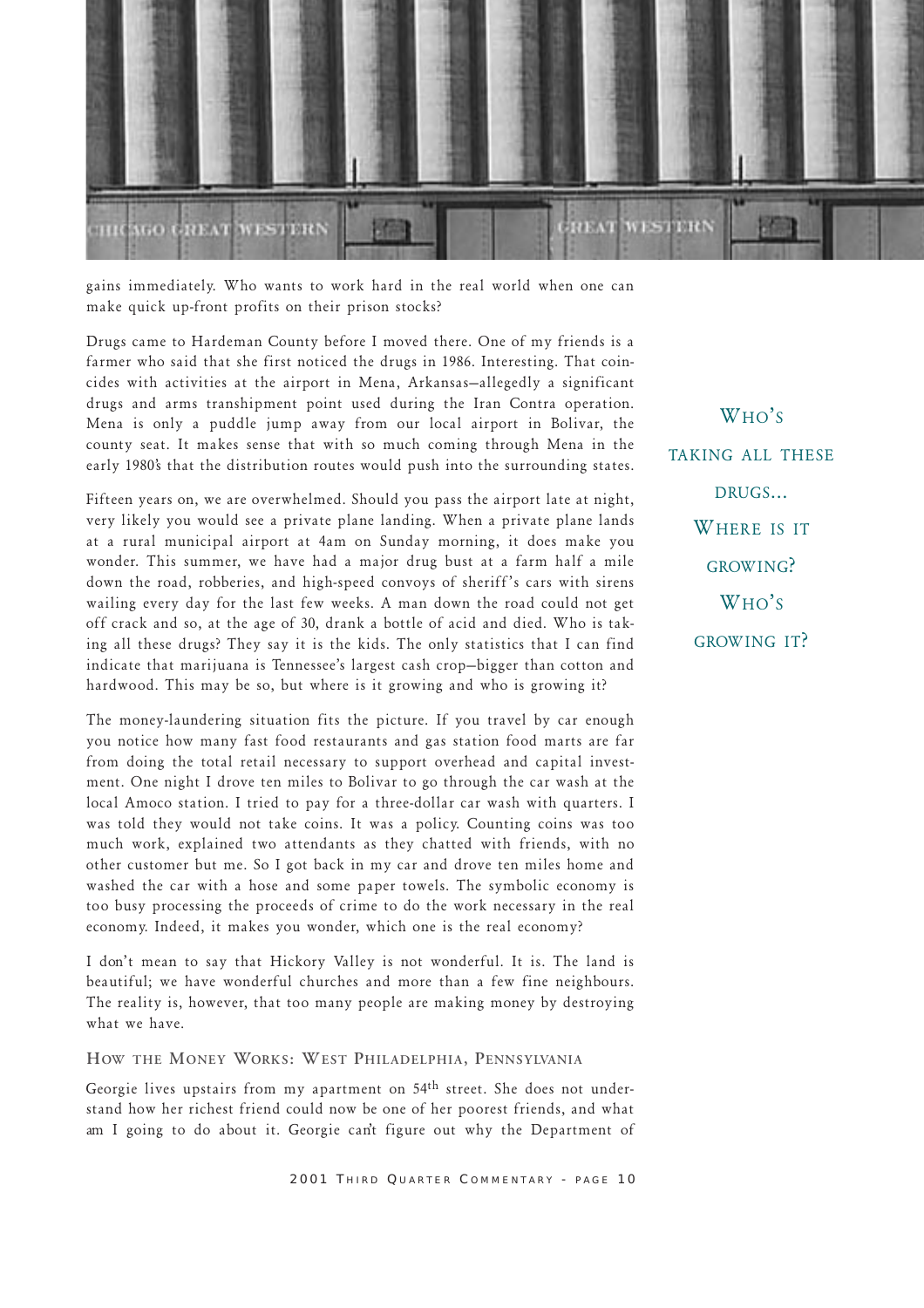gains immediately. Who wants to work hard in the real world when one can make quick up-front profits on their prison stocks?

Drugs came to Hardeman County before I moved there. One of my friends is a farmer who said that she first noticed the drugs in 1986. Interesting. That coincides with activities at the airport in Mena, Arkansas—allegedly a significant drugs and arms transhipment point used during the Iran Contra operation. Mena is only a puddle jump away from our local airport in Bolivar, the county seat. It makes sense that with so much coming through Mena in the early 1980's that the distribution routes would push into the surrounding states.

Fifteen years on, we are overwhelmed. Should you pass the airport late at night, very likely you would see a private plane landing. When a private plane lands at a rural municipal airport at 4am on Sunday morning, it does make you wonder. This summer, we have had a major drug bust at a farm half a mile down the road, robberies, and high-speed convoys of sheriff's cars with sirens wailing every day for the last few weeks. A man down the road could not get off crack and so, at the age of 30, drank a bottle of acid and died. Who is taking all these drugs? They say it is the kids. The only statistics that I can find indicate that marijuana is Tennessee's largest cash crop—bigger than cotton and hardwood. This may be so, but where is it growing and who is growing it?

> WHO'S TAKING ALL THESE DRUGS... WHERE IS IT GROWING? WHO'S GROWING IT?

The money-laundering situation fits the picture. If you travel by car enough you notice how many fast food restaurants and gas station food marts are far from doing the total retail necessary to support overhead and capital investment. One night I drove ten miles to Bolivar to go through the car wash at the local Amoco station. I tried to pay for a three-dollar car wash with quarters. I was told they would not take coins. It was a policy. Counting coins was too much work, explained two attendants as they chatted with friends, with no other customer but me. So I got back in my car and drove ten miles home and washed the car with a hose and some paper towels. The symbolic economy is too busy processing the proceeds of crime to do the work necessary in the real economy. Indeed, it makes you wonder, which one is the real economy?

I don't mean to say that Hickory Valley is not wonderful. It is. The land is beautiful; we have wonderful churches and more than a few fine neighbours. The reality is, however, that too many people are making money by destroying what we have.

### How the Money Works: West Philadelphia, Pennsylvania

Georgie lives upstairs from my apartment on 54th street. She does not understand how her richest friend could now be one of her poorest friends, and what am I going to do about it. Georgie can't figure out why the Department of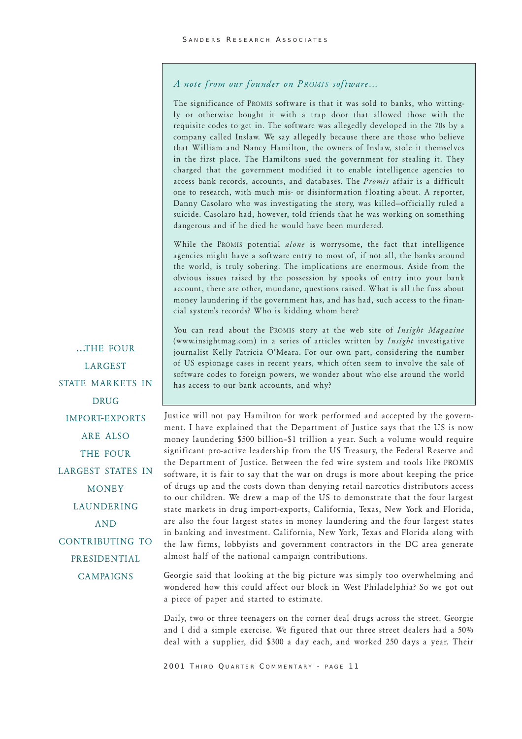*A note from our founder on PROMIS software...*

The significance of PROMIS software is that it was sold to banks, who wittingly or otherwise bought it with a trap door that allowed those with the requisite codes to get in. The software was allegedly developed in the 70s by a company called Inslaw. We say allegedly because there are those who believe that William and Nancy Hamilton, the owners of Inslaw, stole it themselves in the first place. The Hamiltons sued the government for stealing it. They charged that the government modified it to enable intelligence agencies to access bank records, accounts, and databases. The *Promis* affair is a difficult one to research, with much mis- or disinformation floating about. A reporter, Danny Casolaro who was investigating the story, was killed—officially ruled a suicide. Casolaro had, however, told friends that he was working on something dangerous and if he died he would have been murdered.

While the PROMIS potential *alone* is worrysome, the fact that intelligence agencies might have a software entry to most of, if not all, the banks around the world, is truly sobering. The implications are enormous. Aside from the obvious issues raised by the possession by spooks of entry into your bank account, there are other, mundane, questions raised. What is all the fuss about money laundering if the government has, and has had, such access to the financial system's records? Who is kidding whom here?

You can read about the PROMIS story at the web site of *Insight Magazine* (www.insightmag.com) in a series of articles written by *Insight* investigative journalist Kelly Patricia O'Meara. For our own part, considering the number of US espionage cases in recent years, which often seem to involve the sale of software codes to foreign powers, we wonder about who else around the world has access to our bank accounts, and why?

...THE FOUR LARGEST STATE MARKETS IN DRUG IMPORT-EXPORTS ARE ALSO THE FOUR LARGEST STATES IN MONEY LAUNDERING AND CONTRIBUTING TO PRESIDENTIAL CAMPAIGNS

Justice will not pay Hamilton for work performed and accepted by the government. I have explained that the Department of Justice says that the US is now money laundering $500 billion–$1 trillion a year. Such a volume would require significant pro-active leadership from the US Treasury, the Federal Reserve and the Department of Justice. Between the fed wire system and tools like PROMIS software, it is fair to say that the war on drugs is more about keeping the price of drugs up and the costs down than denying retail narcotics distributors access to our children. We drew a map of the US to demonstrate that the four largest state markets in drug import-exports, California, Texas, New York and Florida, are also the four largest states in money laundering and the four largest states in banking and investment. California, New York, Texas and Florida along with the law firms, lobbyists and government contractors in the DC area generate almost half of the national campaign contributions.

Georgie said that looking at the big picture was simply too overwhelming and wondered how this could affect our block in West Philadelphia? So we got out a piece of paper and started to estimate.

Daily, two or three teenagers on the corner deal drugs across the street. Georgie and I did a simple exercise. We figured that our three street dealers had a 50% deal with a supplier, did $300 a day each, and worked 250 days a year. Their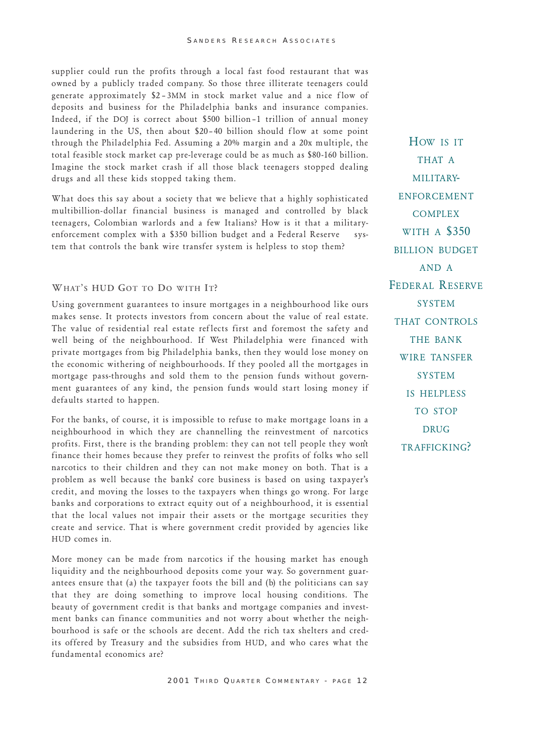supplier could run the profits through a local fast food restaurant that was owned by a publicly traded company. So those three illiterate teenagers could generate approximately $2–3MM in stock market value and a nice flow of deposits and business for the Philadelphia banks and insurance companies. Indeed, if the DOJ is correct about $500 billion–1 trillion of annual money laundering in the US, then about $20–40 billion should flow at some point through the Philadelphia Fed. Assuming a 20% margin and a 20x multiple, the total feasible stock market cap pre-leverage could be as much as $80-160 billion. Imagine the stock market crash if all those black teenagers stopped dealing drugs and all these kids stopped taking them.

What does this say about a society that we believe that a highly sophisticated multibillion-dollar financial business is managed and controlled by black teenagers, Colombian warlords and a few Italians? How is it that a military-enforcement complex with a $350 billion budget and a Federal Reserve system that controls the bank wire transfer system is helpless to stop them?

> HOW IS IT THAT A MILITARY-ENFORCEMENT COMPLEX WITH A $350 BILLION BUDGET AND A FEDERAL RESERVE SYSTEM THAT CONTROLS THE BANK WIRE TANSFER SYSTEM IS HELPLESS TO STOP DRUG TRAFFICKING?

## WHAT'S HUD GOT TO DO WITH IT?

Using government guarantees to insure mortgages in a neighbourhood like ours makes sense. It protects investors from concern about the value of real estate. The value of residential real estate reflects first and foremost the safety and well being of the neighbourhood. If West Philadelphia were financed with private mortgages from big Philadelphia banks, then they would lose money on the economic withering of neighbourhoods. If they pooled all the mortgages in mortgage pass-throughs and sold them to the pension funds without government guarantees of any kind, the pension funds would start losing money if defaults started to happen.

For the banks, of course, it is impossible to refuse to make mortgage loans in a neighbourhood in which they are channelling the reinvestment of narcotics profits. First, there is the branding problem: they can not tell people they won't finance their homes because they prefer to reinvest the profits of folks who sell narcotics to their children and they can not make money on both. That is a problem as well because the banks' core business is based on using taxpayer's credit, and moving the losses to the taxpayers when things go wrong. For large banks and corporations to extract equity out of a neighbourhood, it is essential that the local values not impair their assets or the mortgage securities they create and service. That is where government credit provided by agencies like HUD comes in.

More money can be made from narcotics if the housing market has enough liquidity and the neighbourhood deposits come your way. So government guarantees ensure that (a) the taxpayer foots the bill and (b) the politicians can say that they are doing something to improve local housing conditions. The beauty of government credit is that banks and mortgage companies and investment banks can finance communities and not worry about whether the neighbourhood is safe or the schools are decent. Add the rich tax shelters and credits offered by Treasury and the subsidies from HUD, and who cares what the fundamental economics are?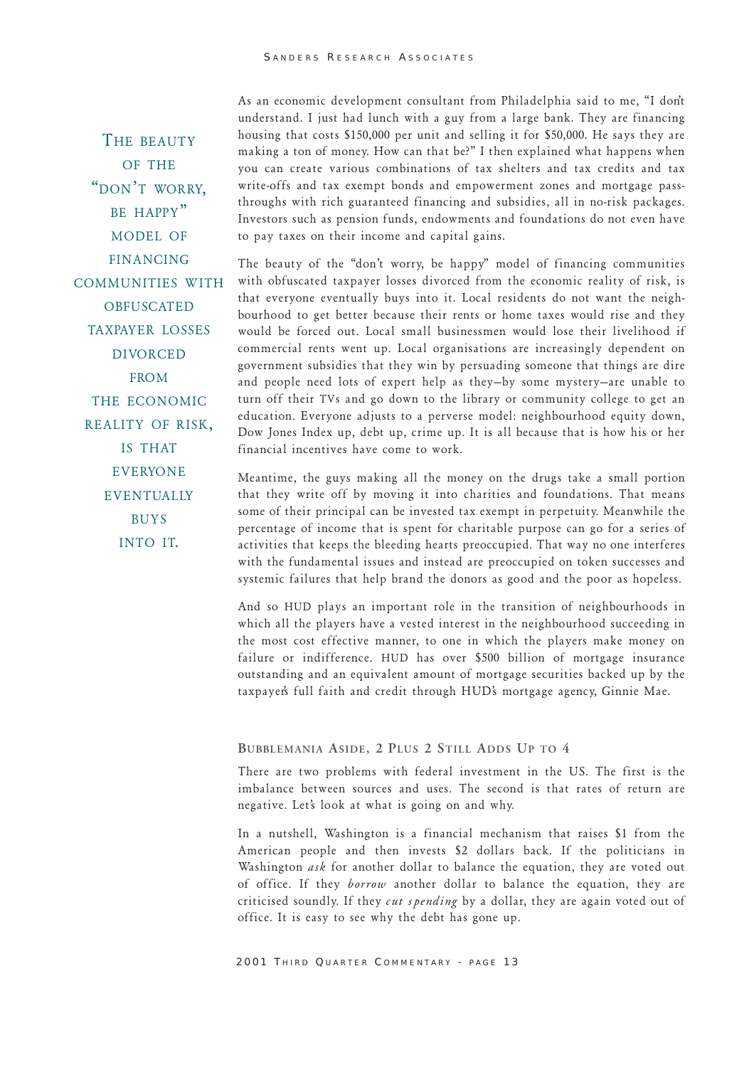As an economic development consultant from Philadelphia said to me, "I don't understand. I just had lunch with a guy from a large bank. They are financing housing that costs $150,000 per unit and selling it for $50,000. He says they are making a ton of money. How can that be?" I then explained what happens when you can create various combinations of tax shelters and tax credits and tax write-offs and tax exempt bonds and empowerment zones and mortgage pass-throughs with rich guaranteed financing and subsidies, all in no-risk packages. Investors such as pension funds, endowments and foundations do not even have to pay taxes on their income and capital gains.

> THE BEAUTY OF THE "DON'T WORRY, BE HAPPY" MODEL OF FINANCING COMMUNITIES WITH OBFUSCATED TAXPAYER LOSSES DIVORCED FROM THE ECONOMIC REALITY OF RISK, IS THAT EVERYONE EVENTUALLY BUYS INTO IT.

The beauty of the "don't worry, be happy" model of financing communities with obfuscated taxpayer losses divorced from the economic reality of risk, is that everyone eventually buys into it. Local residents do not want the neighbourhood to get better because their rents or home taxes would rise and they would be forced out. Local small businessmen would lose their livelihood if commercial rents went up. Local organisations are increasingly dependent on government subsidies that they win by persuading someone that things are dire and people need lots of expert help as they—by some mystery—are unable to turn off their TVs and go down to the library or community college to get an education. Everyone adjusts to a perverse model: neighbourhood equity down, Dow Jones Index up, debt up, crime up. It is all because that is how his or her financial incentives have come to work.

Meantime, the guys making all the money on the drugs take a small portion that they write off by moving it into charities and foundations. That means some of their principal can be invested tax exempt in perpetuity. Meanwhile the percentage of income that is spent for charitable purpose can go for a series of activities that keeps the bleeding hearts preoccupied. That way no one interferes with the fundamental issues and instead are preoccupied on token successes and systemic failures that help brand the donors as good and the poor as hopeless.

And so HUD plays an important role in the transition of neighbourhoods in which all the players have a vested interest in the neighbourhood succeeding in the most cost effective manner, to one in which the players make money on failure or indifference. HUD has over $500 billion of mortgage insurance outstanding and an equivalent amount of mortgage securities backed up by the taxpayer's full faith and credit through HUD's mortgage agency, Ginnie Mae.

## Bubblemania Aside, 2 Plus 2 Still Adds Up to 4

There are two problems with federal investment in the US. The first is the imbalance between sources and uses. The second is that rates of return are negative. Let's look at what is going on and why.

In a nutshell, Washington is a financial mechanism that raises $1 from the American people and then invests $2 dollars back. If the politicians in Washington *ask* for another dollar to balance the equation, they are voted out of office. If they *borrow* another dollar to balance the equation, they are criticised soundly. If they *cut spending* by a dollar, they are again voted out of office. It is easy to see why the debt has gone up.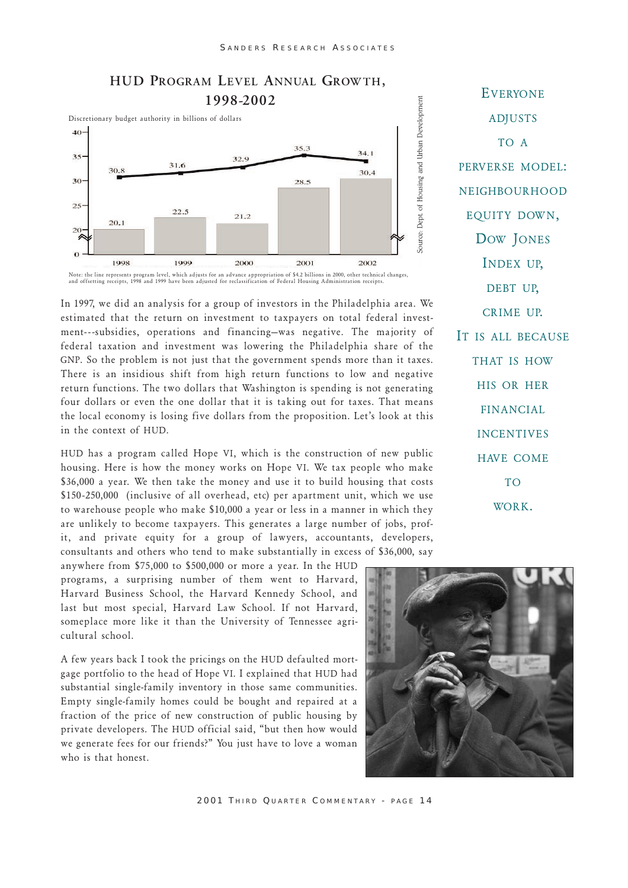## HUD Program Level Annual Growth, 1998-2002

Discretionary budget authority in billions of dollars

| Year | Bar | Line (program level) |
|---|---|---|
| 1998 | 20.1 | 30.8 |
| 1999 | 22.5 | 31.6 |
| 2000 | 21.2 | 32.9 |
| 2001 | 28.5 | 35.3 |
| 2002 | 30.4 | 34.1 |

Source: Dept. of Housing and Urban Development

Note: the line represents program level, which adjusts for an advance appropriation of $4.2 billions in 2000, other technical changes, and offsetting receipts. 1998 and 1999 have been adjusted for reclassification of Federal Housing Administration receipts.

> Everyone adjusts to a perverse model: neighbourhood equity down, Dow Jones Index up, debt up, crime up. It is all because that is how his or her financial incentives have come to work.

In 1997, we did an analysis for a group of investors in the Philadelphia area. We estimated that the return on investment to taxpayers on total federal investment---subsidies, operations and financing—was negative. The majority of federal taxation and investment was lowering the Philadelphia share of the GNP. So the problem is not just that the government spends more than it taxes. There is an insidious shift from high return functions to low and negative return functions. The two dollars that Washington is spending is not generating four dollars or even the one dollar that it is taking out for taxes. That means the local economy is losing five dollars from the proposition. Let's look at this in the context of HUD.

HUD has a program called Hope VI, which is the construction of new public housing. Here is how the money works on Hope VI. We tax people who make $36,000 a year. We then take the money and use it to build housing that costs $150-250,000 (inclusive of all overhead, etc) per apartment unit, which we use to warehouse people who make $10,000 a year or less in a manner in which they are unlikely to become taxpayers. This generates a large number of jobs, profit, and private equity for a group of lawyers, accountants, developers, consultants and others who tend to make substantially in excess of $36,000, say anywhere from $75,000 to $500,000 or more a year. In the HUD programs, a surprising number of them went to Harvard, Harvard Business School, the Harvard Kennedy School, and last but most special, Harvard Law School. If not Harvard, someplace more like it than the University of Tennessee agricultural school.

A few years back I took the pricings on the HUD defaulted mortgage portfolio to the head of Hope VI. I explained that HUD had substantial single-family inventory in those same communities. Empty single-family homes could be bought and repaired at a fraction of the price of new construction of public housing by private developers. The HUD official said, "but then how would we generate fees for our friends?" You just have to love a woman who is that honest.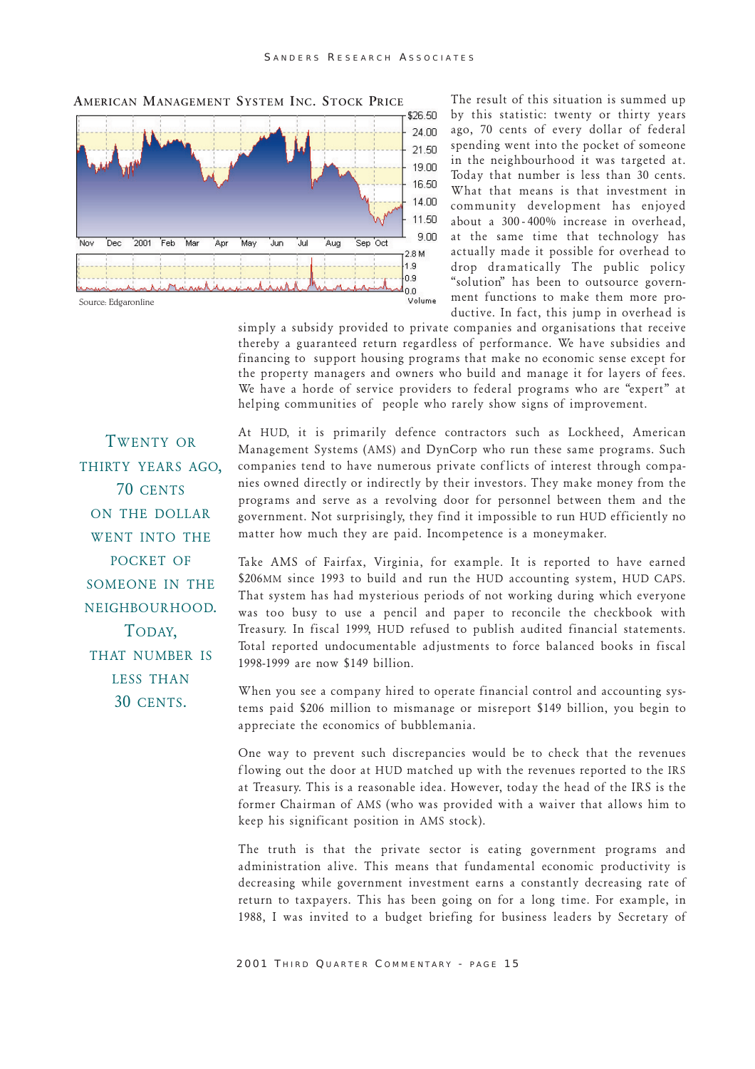**American Management System Inc. Stock Price**

Source: Edgaronline

The result of this situation is summed up by this statistic: twenty or thirty years ago, 70 cents of every dollar of federal spending went into the pocket of someone in the neighbourhood it was targeted at. Today that number is less than 30 cents. What that means is that investment in community development has enjoyed about a 300-400% increase in overhead, at the same time that technology has actually made it possible for overhead to drop dramatically The public policy "solution" has been to outsource government functions to make them more productive. In fact, this jump in overhead is simply a subsidy provided to private companies and organisations that receive thereby a guaranteed return regardless of performance. We have subsidies and financing to support housing programs that make no economic sense except for the property managers and owners who build and manage it for layers of fees. We have a horde of service providers to federal programs who are "expert" at helping communities of people who rarely show signs of improvement.

> Twenty or thirty years ago, 70 cents on the dollar went into the pocket of someone in the neighbourhood. Today, that number is less than 30 cents.

At HUD, it is primarily defence contractors such as Lockheed, American Management Systems (AMS) and DynCorp who run these same programs. Such companies tend to have numerous private conflicts of interest through companies owned directly or indirectly by their investors. They make money from the programs and serve as a revolving door for personnel between them and the government. Not surprisingly, they find it impossible to run HUD efficiently no matter how much they are paid. Incompetence is a moneymaker.

Take AMS of Fairfax, Virginia, for example. It is reported to have earned $206MM since 1993 to build and run the HUD accounting system, HUD CAPS. That system has had mysterious periods of not working during which everyone was too busy to use a pencil and paper to reconcile the checkbook with Treasury. In fiscal 1999, HUD refused to publish audited financial statements. Total reported undocumentable adjustments to force balanced books in fiscal 1998-1999 are now $149 billion.

When you see a company hired to operate financial control and accounting systems paid $206 million to mismanage or misreport $149 billion, you begin to appreciate the economics of bubblemania.

One way to prevent such discrepancies would be to check that the revenues flowing out the door at HUD matched up with the revenues reported to the IRS at Treasury. This is a reasonable idea. However, today the head of the IRS is the former Chairman of AMS (who was provided with a waiver that allows him to keep his significant position in AMS stock).

The truth is that the private sector is eating government programs and administration alive. This means that fundamental economic productivity is decreasing while government investment earns a constantly decreasing rate of return to taxpayers. This has been going on for a long time. For example, in 1988, I was invited to a budget briefing for business leaders by Secretary of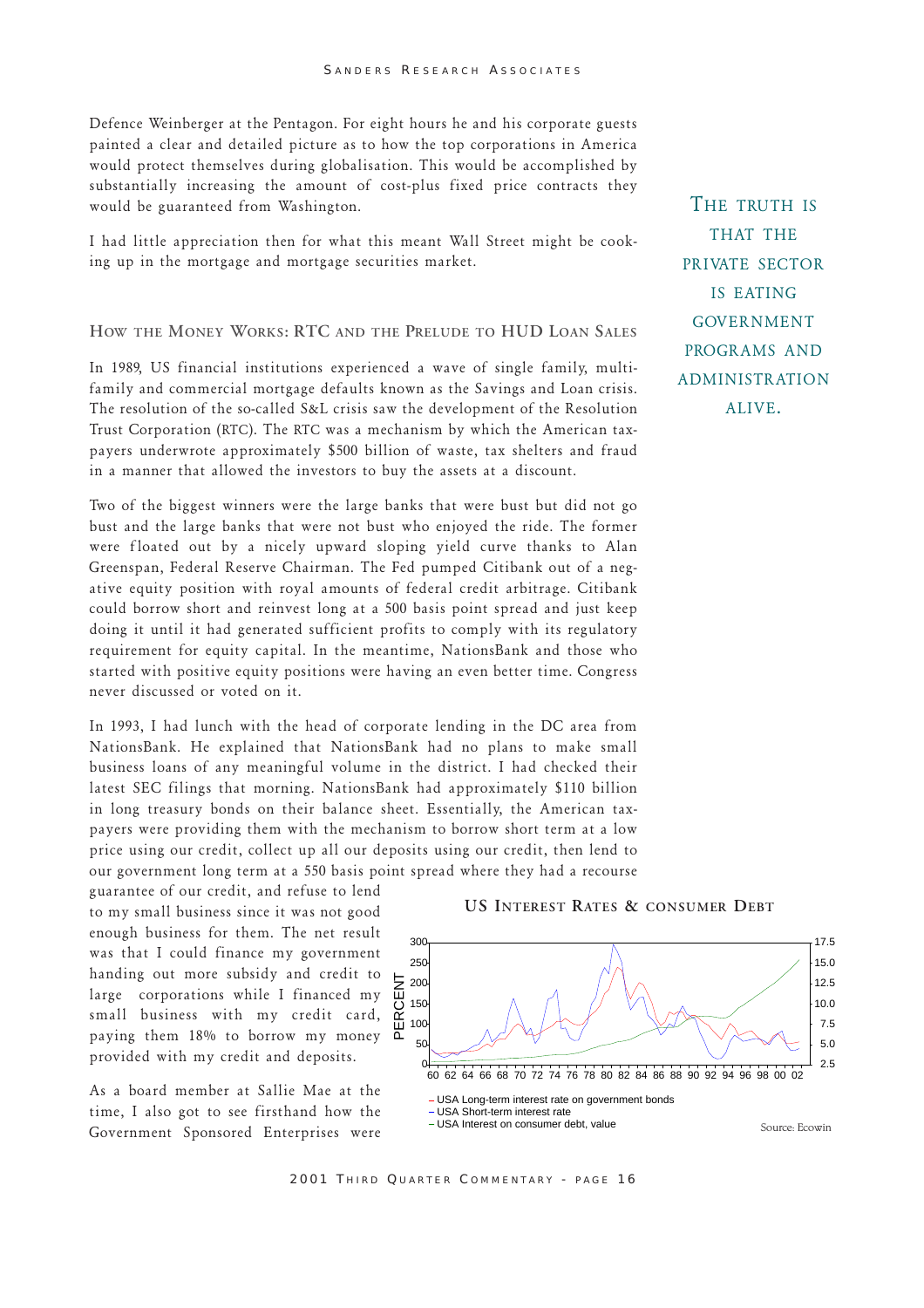Defence Weinberger at the Pentagon. For eight hours he and his corporate guests painted a clear and detailed picture as to how the top corporations in America would protect themselves during globalisation. This would be accomplished by substantially increasing the amount of cost-plus fixed price contracts they would be guaranteed from Washington.

I had little appreciation then for what this meant Wall Street might be cooking up in the mortgage and mortgage securities market.

### How the Money Works: RTC and the Prelude to HUD Loan Sales

In 1989, US financial institutions experienced a wave of single family, multifamily and commercial mortgage defaults known as the Savings and Loan crisis. The resolution of the so-called S&L crisis saw the development of the Resolution Trust Corporation (RTC). The RTC was a mechanism by which the American taxpayers underwrote approximately $500 billion of waste, tax shelters and fraud in a manner that allowed the investors to buy the assets at a discount.

Two of the biggest winners were the large banks that were bust but did not go bust and the large banks that were not bust who enjoyed the ride. The former were floated out by a nicely upward sloping yield curve thanks to Alan Greenspan, Federal Reserve Chairman. The Fed pumped Citibank out of a negative equity position with royal amounts of federal credit arbitrage. Citibank could borrow short and reinvest long at a 500 basis point spread and just keep doing it until it had generated sufficient profits to comply with its regulatory requirement for equity capital. In the meantime, NationsBank and those who started with positive equity positions were having an even better time. Congress never discussed or voted on it.

THE TRUTH IS THAT THE PRIVATE SECTOR IS EATING GOVERNMENT PROGRAMS AND ADMINISTRATION ALIVE.

In 1993, I had lunch with the head of corporate lending in the DC area from NationsBank. He explained that NationsBank had no plans to make small business loans of any meaningful volume in the district. I had checked their latest SEC filings that morning. NationsBank had approximately $110 billion in long treasury bonds on their balance sheet. Essentially, the American taxpayers were providing them with the mechanism to borrow short term at a low price using our credit, collect up all our deposits using our credit, then lend to our government long term at a 550 basis point spread where they had a recourse guarantee of our credit, and refuse to lend to my small business since it was not good enough business for them. The net result was that I could finance my government handing out more subsidy and credit to large corporations while I financed my small business with my credit card, paying them 18% to borrow my money provided with my credit and deposits.

As a board member at Sallie Mae at the time, I also got to see firsthand how the Government Sponsored Enterprises were

**US Interest Rates & Consumer Debt**

– USA Long-term interest rate on government bonds
– USA Short-term interest rate
– USA Interest on consumer debt, value

Source: Ecowin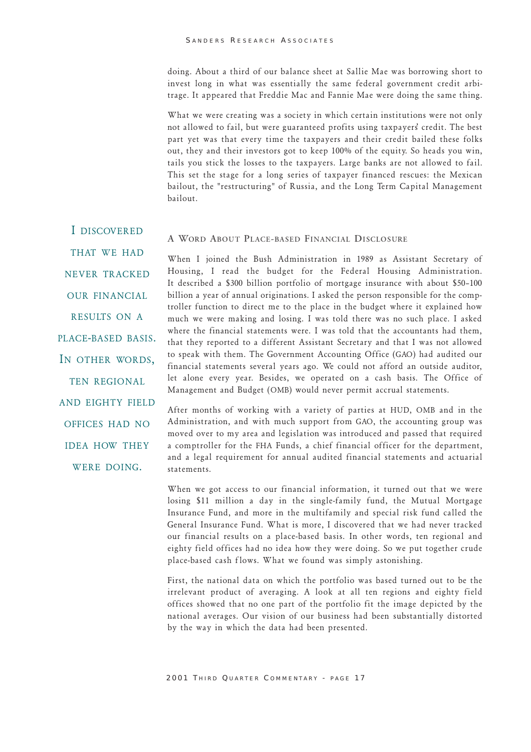doing. About a third of our balance sheet at Sallie Mae was borrowing short to invest long in what was essentially the same federal government credit arbitrage. It appeared that Freddie Mac and Fannie Mae were doing the same thing.

What we were creating was a society in which certain institutions were not only not allowed to fail, but were guaranteed profits using taxpayers' credit. The best part yet was that every time the taxpayers and their credit bailed these folks out, they and their investors got to keep 100% of the equity. So heads you win, tails you stick the losses to the taxpayers. Large banks are not allowed to fail. This set the stage for a long series of taxpayer financed rescues: the Mexican bailout, the "restructuring" of Russia, and the Long Term Capital Management bailout.

> I DISCOVERED THAT WE HAD NEVER TRACKED OUR FINANCIAL RESULTS ON A PLACE-BASED BASIS. IN OTHER WORDS, TEN REGIONAL AND EIGHTY FIELD OFFICES HAD NO IDEA HOW THEY WERE DOING.

## A Word About Place-based Financial Disclosure

When I joined the Bush Administration in 1989 as Assistant Secretary of Housing, I read the budget for the Federal Housing Administration. It described a $300 billion portfolio of mortgage insurance with about $50–100 billion a year of annual originations. I asked the person responsible for the comptroller function to direct me to the place in the budget where it explained how much we were making and losing. I was told there was no such place. I asked where the financial statements were. I was told that the accountants had them, that they reported to a different Assistant Secretary and that I was not allowed to speak with them. The Government Accounting Office (GAO) had audited our financial statements several years ago. We could not afford an outside auditor, let alone every year. Besides, we operated on a cash basis. The Office of Management and Budget (OMB) would never permit accrual statements.

After months of working with a variety of parties at HUD, OMB and in the Administration, and with much support from GAO, the accounting group was moved over to my area and legislation was introduced and passed that required a comptroller for the FHA Funds, a chief financial officer for the department, and a legal requirement for annual audited financial statements and actuarial statements.

When we got access to our financial information, it turned out that we were losing $11 million a day in the single-family fund, the Mutual Mortgage Insurance Fund, and more in the multifamily and special risk fund called the General Insurance Fund. What is more, I discovered that we had never tracked our financial results on a place-based basis. In other words, ten regional and eighty field offices had no idea how they were doing. So we put together crude place-based cash flows. What we found was simply astonishing.

First, the national data on which the portfolio was based turned out to be the irrelevant product of averaging. A look at all ten regions and eighty field offices showed that no one part of the portfolio fit the image depicted by the national averages. Our vision of our business had been substantially distorted by the way in which the data had been presented.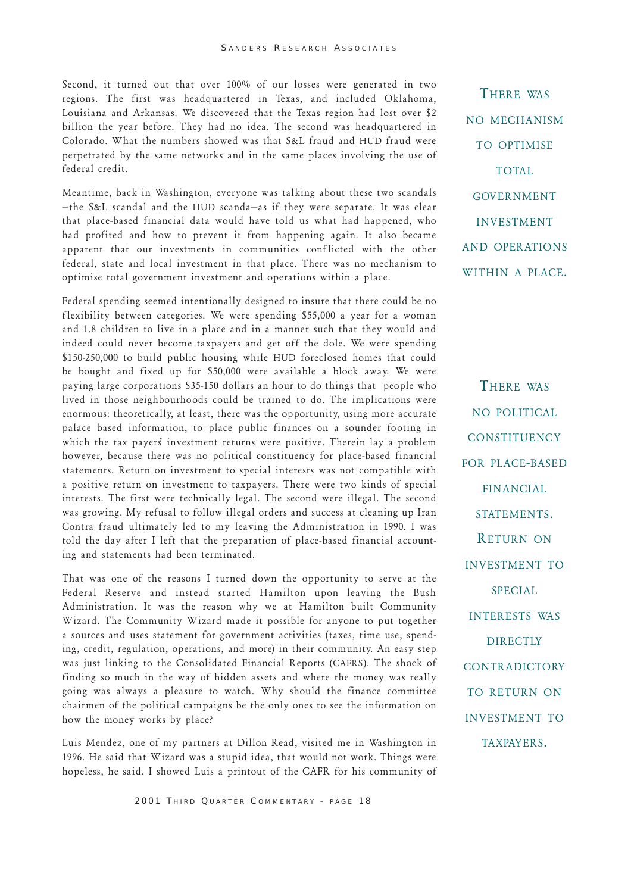Second, it turned out that over 100% of our losses were generated in two regions. The first was headquartered in Texas, and included Oklahoma, Louisiana and Arkansas. We discovered that the Texas region had lost over $2 billion the year before. They had no idea. The second was headquartered in Colorado. What the numbers showed was that S&L fraud and HUD fraud were perpetrated by the same networks and in the same places involving the use of federal credit.

Meantime, back in Washington, everyone was talking about these two scandals—the S&L scandal and the HUD scanda—as if they were separate. It was clear that place-based financial data would have told us what had happened, who had profited and how to prevent it from happening again. It also became apparent that our investments in communities conflicted with the other federal, state and local investment in that place. There was no mechanism to optimise total government investment and operations within a place.

> THERE WAS NO MECHANISM TO OPTIMISE TOTAL GOVERNMENT INVESTMENT AND OPERATIONS WITHIN A PLACE.

Federal spending seemed intentionally designed to insure that there could be no flexibility between categories. We were spending $55,000 a year for a woman and 1.8 children to live in a place and in a manner such that they would and indeed could never become taxpayers and get off the dole. We were spending $150-250,000 to build public housing while HUD foreclosed homes that could be bought and fixed up for $50,000 were available a block away. We were paying large corporations $35-150 dollars an hour to do things that people who lived in those neighbourhoods could be trained to do. The implications were enormous: theoretically, at least, there was the opportunity, using more accurate palace based information, to place public finances on a sounder footing in which the tax payers' investment returns were positive. Therein lay a problem however, because there was no political constituency for place-based financial statements. Return on investment to special interests was not compatible with a positive return on investment to taxpayers. There were two kinds of special interests. The first were technically legal. The second were illegal. The second was growing. My refusal to follow illegal orders and success at cleaning up Iran Contra fraud ultimately led to my leaving the Administration in 1990. I was told the day after I left that the preparation of place-based financial accounting and statements had been terminated.

> THERE WAS NO POLITICAL CONSTITUENCY FOR PLACE-BASED FINANCIAL STATEMENTS. RETURN ON INVESTMENT TO SPECIAL INTERESTS WAS DIRECTLY CONTRADICTORY TO RETURN ON INVESTMENT TO TAXPAYERS.

That was one of the reasons I turned down the opportunity to serve at the Federal Reserve and instead started Hamilton upon leaving the Bush Administration. It was the reason why we at Hamilton built Community Wizard. The Community Wizard made it possible for anyone to put together a sources and uses statement for government activities (taxes, time use, spending, credit, regulation, operations, and more) in their community. An easy step was just linking to the Consolidated Financial Reports (CAFRS). The shock of finding so much in the way of hidden assets and where the money was really going was always a pleasure to watch. Why should the finance committee chairmen of the political campaigns be the only ones to see the information on how the money works by place?

Luis Mendez, one of my partners at Dillon Read, visited me in Washington in 1996. He said that Wizard was a stupid idea, that would not work. Things were hopeless, he said. I showed Luis a printout of the CAFR for his community of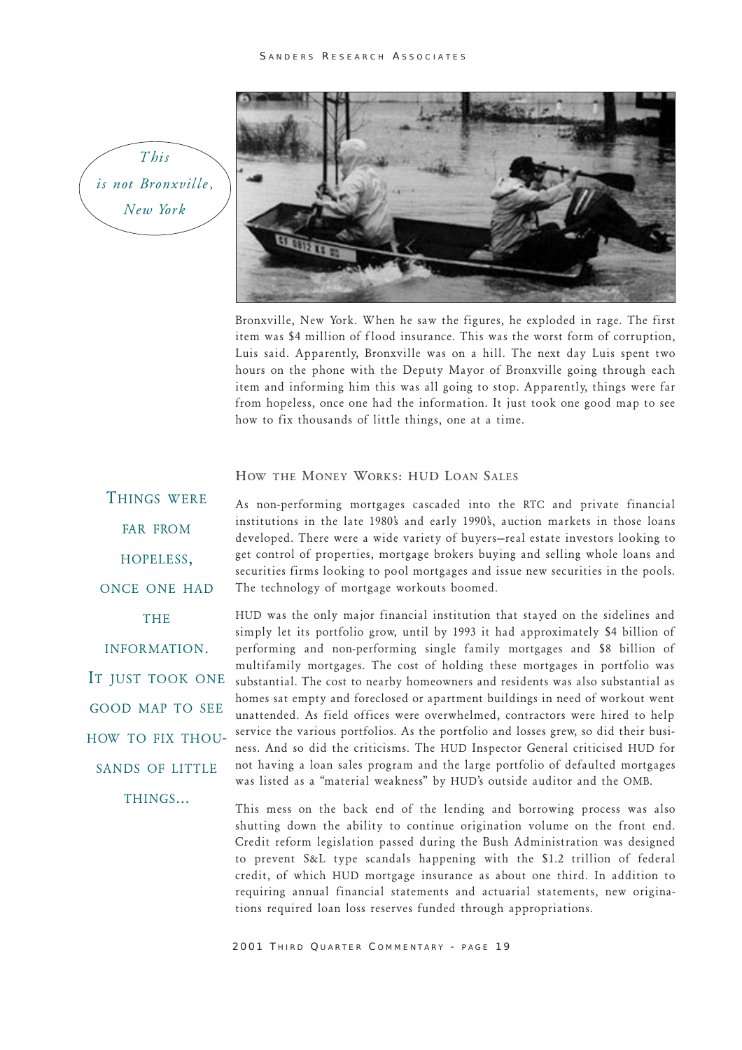*This is not Bronxville, New York*

Bronxville, New York. When he saw the figures, he exploded in rage. The first item was $4 million of flood insurance. This was the worst form of corruption, Luis said. Apparently, Bronxville was on a hill. The next day Luis spent two hours on the phone with the Deputy Mayor of Bronxville going through each item and informing him this was all going to stop. Apparently, things were far from hopeless, once one had the information. It just took one good map to see how to fix thousands of little things, one at a time.

### How the Money Works: HUD Loan Sales

THINGS WERE FAR FROM HOPELESS, ONCE ONE HAD THE INFORMATION. IT JUST TOOK ONE GOOD MAP TO SEE HOW TO FIX THOUSANDS OF LITTLE THINGS...

As non-performing mortgages cascaded into the RTC and private financial institutions in the late 1980's and early 1990's, auction markets in those loans developed. There were a wide variety of buyers—real estate investors looking to get control of properties, mortgage brokers buying and selling whole loans and securities firms looking to pool mortgages and issue new securities in the pools. The technology of mortgage workouts boomed.

HUD was the only major financial institution that stayed on the sidelines and simply let its portfolio grow, until by 1993 it had approximately $4 billion of performing and non-performing single family mortgages and $8 billion of multifamily mortgages. The cost of holding these mortgages in portfolio was substantial. The cost to nearby homeowners and residents was also substantial as homes sat empty and foreclosed or apartment buildings in need of workout went unattended. As field offices were overwhelmed, contractors were hired to help service the various portfolios. As the portfolio and losses grew, so did their business. And so did the criticisms. The HUD Inspector General criticised HUD for not having a loan sales program and the large portfolio of defaulted mortgages was listed as a "material weakness" by HUD's outside auditor and the OMB.

This mess on the back end of the lending and borrowing process was also shutting down the ability to continue origination volume on the front end. Credit reform legislation passed during the Bush Administration was designed to prevent S&L type scandals happening with the $1.2 trillion of federal credit, of which HUD mortgage insurance as about one third. In addition to requiring annual financial statements and actuarial statements, new originations required loan loss reserves funded through appropriations.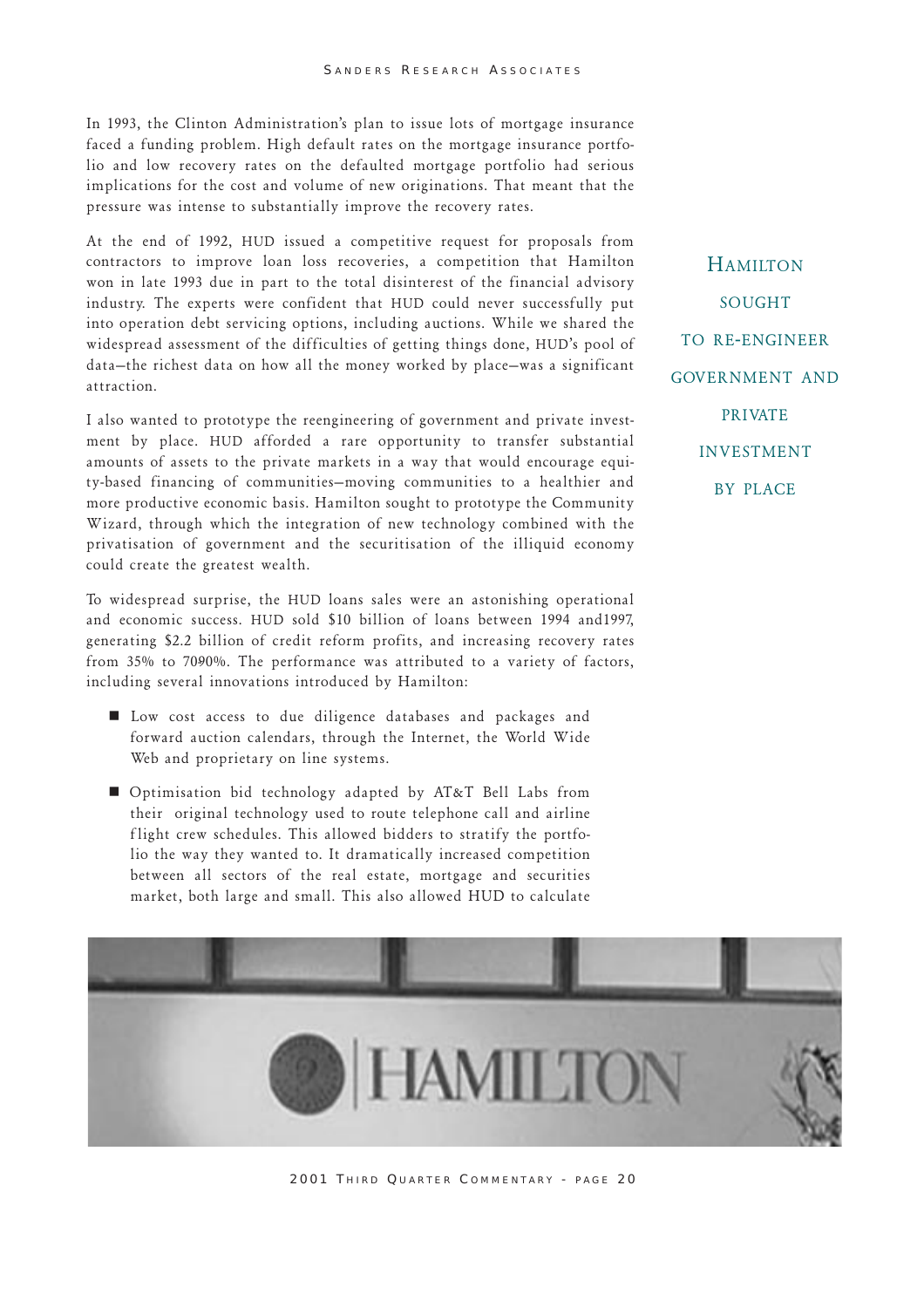In 1993, the Clinton Administration's plan to issue lots of mortgage insurance faced a funding problem. High default rates on the mortgage insurance portfolio and low recovery rates on the defaulted mortgage portfolio had serious implications for the cost and volume of new originations. That meant that the pressure was intense to substantially improve the recovery rates.

At the end of 1992, HUD issued a competitive request for proposals from contractors to improve loan loss recoveries, a competition that Hamilton won in late 1993 due in part to the total disinterest of the financial advisory industry. The experts were confident that HUD could never successfully put into operation debt servicing options, including auctions. While we shared the widespread assessment of the difficulties of getting things done, HUD's pool of data—the richest data on how all the money worked by place—was a significant attraction.

HAMILTON SOUGHT TO RE-ENGINEER GOVERNMENT AND PRIVATE INVESTMENT BY PLACE

I also wanted to prototype the reengineering of government and private investment by place. HUD afforded a rare opportunity to transfer substantial amounts of assets to the private markets in a way that would encourage equity-based financing of communities—moving communities to a healthier and more productive economic basis. Hamilton sought to prototype the Community Wizard, through which the integration of new technology combined with the privatisation of government and the securitisation of the illiquid economy could create the greatest wealth.

To widespread surprise, the HUD loans sales were an astonishing operational and economic success. HUD sold $10 billion of loans between 1994 and1997, generating $2.2 billion of credit reform profits, and increasing recovery rates from 35% to 7090%. The performance was attributed to a variety of factors, including several innovations introduced by Hamilton:

- Low cost access to due diligence databases and packages and forward auction calendars, through the Internet, the World Wide Web and proprietary on line systems.
- Optimisation bid technology adapted by AT&T Bell Labs from their original technology used to route telephone call and airline flight crew schedules. This allowed bidders to stratify the portfolio the way they wanted to. It dramatically increased competition between all sectors of the real estate, mortgage and securities market, both large and small. This also allowed HUD to calculate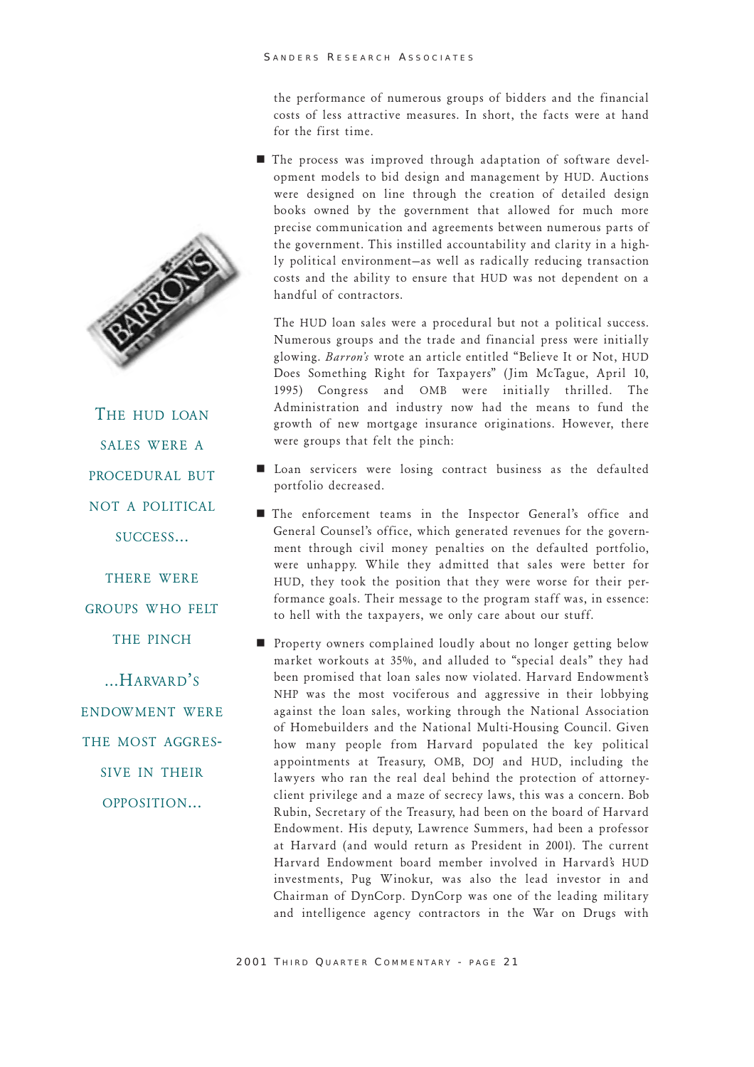the performance of numerous groups of bidders and the financial costs of less attractive measures. In short, the facts were at hand for the first time.

- The process was improved through adaptation of software development models to bid design and management by HUD. Auctions were designed on line through the creation of detailed design books owned by the government that allowed for much more precise communication and agreements between numerous parts of the government. This instilled accountability and clarity in a highly political environment—as well as radically reducing transaction costs and the ability to ensure that HUD was not dependent on a handful of contractors.

> THE HUD LOAN SALES WERE A PROCEDURAL BUT NOT A POLITICAL SUCCESS... THERE WERE GROUPS WHO FELT THE PINCH ...HARVARD'S ENDOWMENT WERE THE MOST AGGRESSIVE IN THEIR OPPOSITION...

The HUD loan sales were a procedural but not a political success. Numerous groups and the trade and financial press were initially glowing. *Barron's* wrote an article entitled "Believe It or Not, HUD Does Something Right for Taxpayers" (Jim McTague, April 10, 1995) Congress and OMB were initially thrilled. The Administration and industry now had the means to fund the growth of new mortgage insurance originations. However, there were groups that felt the pinch:

- Loan servicers were losing contract business as the defaulted portfolio decreased.

- The enforcement teams in the Inspector General's office and General Counsel's office, which generated revenues for the government through civil money penalties on the defaulted portfolio, were unhappy. While they admitted that sales were better for HUD, they took the position that they were worse for their performance goals. Their message to the program staff was, in essence: to hell with the taxpayers, we only care about our stuff.

- Property owners complained loudly about no longer getting below market workouts at 35%, and alluded to "special deals" they had been promised that loan sales now violated. Harvard Endowment's NHP was the most vociferous and aggressive in their lobbying against the loan sales, working through the National Association of Homebuilders and the National Multi-Housing Council. Given how many people from Harvard populated the key political appointments at Treasury, OMB, DOJ and HUD, including the lawyers who ran the real deal behind the protection of attorney-client privilege and a maze of secrecy laws, this was a concern. Bob Rubin, Secretary of the Treasury, had been on the board of Harvard Endowment. His deputy, Lawrence Summers, had been a professor at Harvard (and would return as President in 2001). The current Harvard Endowment board member involved in Harvard's HUD investments, Pug Winokur, was also the lead investor in and Chairman of DynCorp. DynCorp was one of the leading military and intelligence agency contractors in the War on Drugs with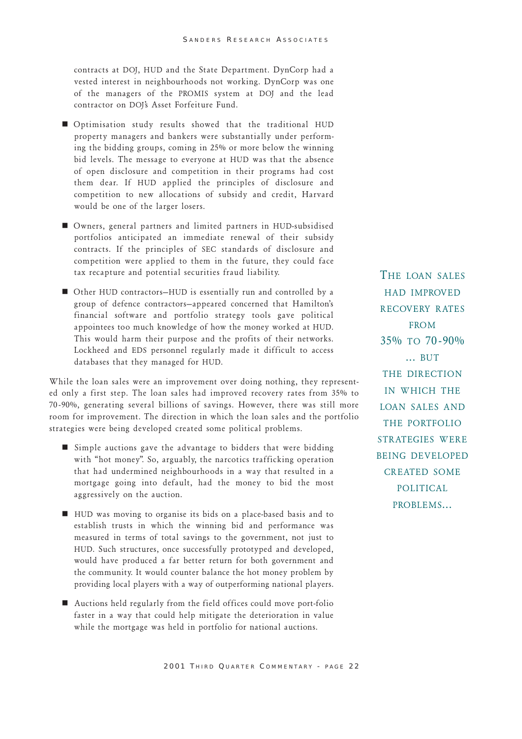contracts at DOJ, HUD and the State Department. DynCorp had a vested interest in neighbourhoods not working. DynCorp was one of the managers of the PROMIS system at DOJ and the lead contractor on DOJ's Asset Forfeiture Fund.

- Optimisation study results showed that the traditional HUD property managers and bankers were substantially under performing the bidding groups, coming in 25% or more below the winning bid levels. The message to everyone at HUD was that the absence of open disclosure and competition in their programs had cost them dear. If HUD applied the principles of disclosure and competition to new allocations of subsidy and credit, Harvard would be one of the larger losers.

- Owners, general partners and limited partners in HUD-subsidised portfolios anticipated an immediate renewal of their subsidy contracts. If the principles of SEC standards of disclosure and competition were applied to them in the future, they could face tax recapture and potential securities fraud liability.

- Other HUD contractors—HUD is essentially run and controlled by a group of defence contractors—appeared concerned that Hamilton's financial software and portfolio strategy tools gave political appointees too much knowledge of how the money worked at HUD. This would harm their purpose and the profits of their networks. Lockheed and EDS personnel regularly made it difficult to access databases that they managed for HUD.

While the loan sales were an improvement over doing nothing, they represented only a first step. The loan sales had improved recovery rates from 35% to 70-90%, generating several billions of savings. However, there was still more room for improvement. The direction in which the loan sales and the portfolio strategies were being developed created some political problems.

> THE LOAN SALES HAD IMPROVED RECOVERY RATES FROM 35% TO 70-90% ... BUT THE DIRECTION IN WHICH THE LOAN SALES AND THE PORTFOLIO STRATEGIES WERE BEING DEVELOPED CREATED SOME POLITICAL PROBLEMS...

- Simple auctions gave the advantage to bidders that were bidding with "hot money". So, arguably, the narcotics trafficking operation that had undermined neighbourhoods in a way that resulted in a mortgage going into default, had the money to bid the most aggressively on the auction.

- HUD was moving to organise its bids on a place-based basis and to establish trusts in which the winning bid and performance was measured in terms of total savings to the government, not just to HUD. Such structures, once successfully prototyped and developed, would have produced a far better return for both government and the community. It would counter balance the hot money problem by providing local players with a way of outperforming national players.

- Auctions held regularly from the field offices could move port-folio faster in a way that could help mitigate the deterioration in value while the mortgage was held in portfolio for national auctions.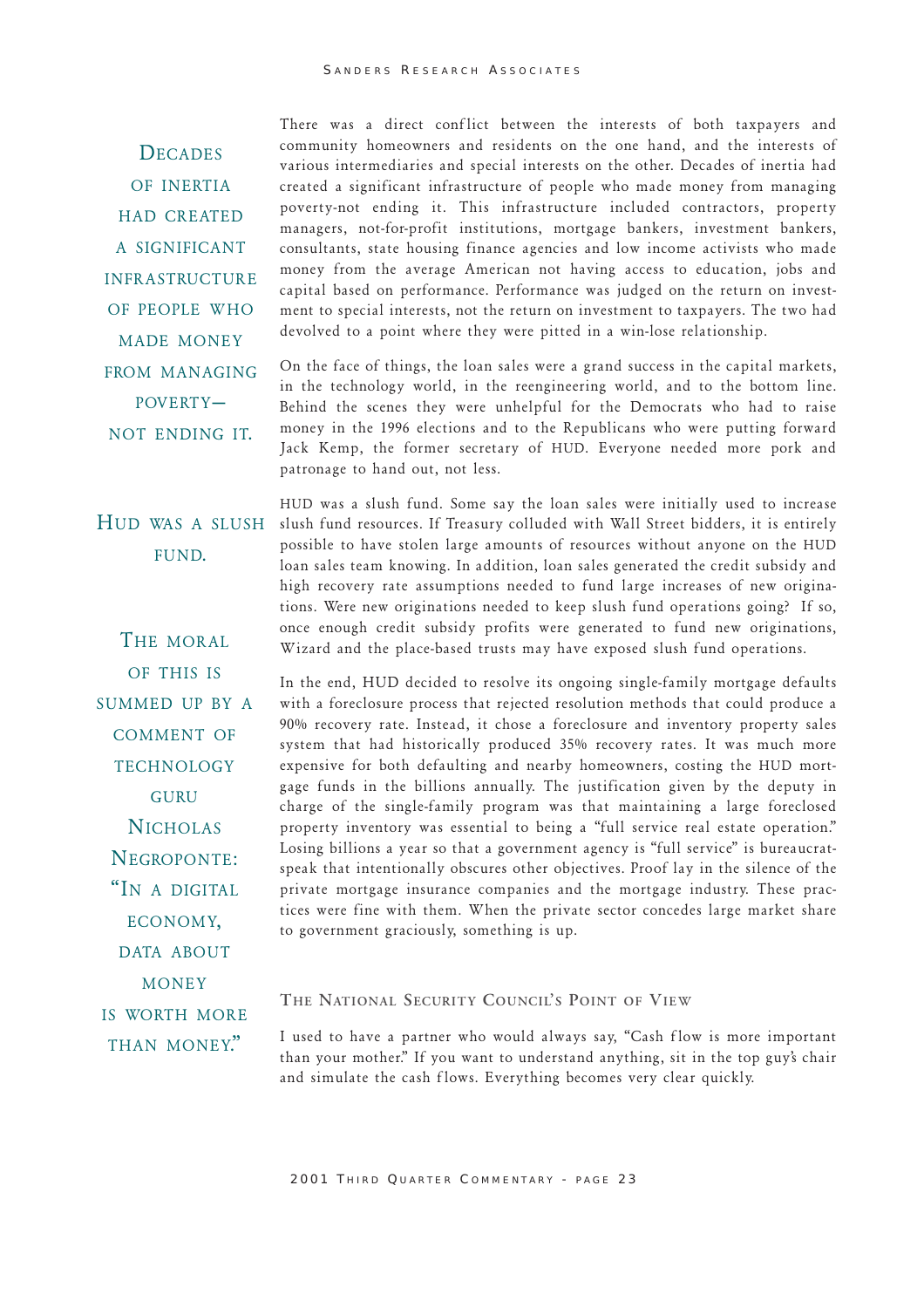> DECADES OF INERTIA HAD CREATED A SIGNIFICANT INFRASTRUCTURE OF PEOPLE WHO MADE MONEY FROM MANAGING POVERTY— NOT ENDING IT.

There was a direct conflict between the interests of both taxpayers and community homeowners and residents on the one hand, and the interests of various intermediaries and special interests on the other. Decades of inertia had created a significant infrastructure of people who made money from managing poverty-not ending it. This infrastructure included contractors, property managers, not-for-profit institutions, mortgage bankers, investment bankers, consultants, state housing finance agencies and low income activists who made money from the average American not having access to education, jobs and capital based on performance. Performance was judged on the return on investment to special interests, not the return on investment to taxpayers. The two had devolved to a point where they were pitted in a win-lose relationship.

On the face of things, the loan sales were a grand success in the capital markets, in the technology world, in the reengineering world, and to the bottom line. Behind the scenes they were unhelpful for the Democrats who had to raise money in the 1996 elections and to the Republicans who were putting forward Jack Kemp, the former secretary of HUD. Everyone needed more pork and patronage to hand out, not less.

> HUD WAS A SLUSH FUND.

HUD was a slush fund. Some say the loan sales were initially used to increase slush fund resources. If Treasury colluded with Wall Street bidders, it is entirely possible to have stolen large amounts of resources without anyone on the HUD loan sales team knowing. In addition, loan sales generated the credit subsidy and high recovery rate assumptions needed to fund large increases of new originations. Were new originations needed to keep slush fund operations going? If so, once enough credit subsidy profits were generated to fund new originations, Wizard and the place-based trusts may have exposed slush fund operations.

> THE MORAL OF THIS IS SUMMED UP BY A COMMENT OF TECHNOLOGY GURU NICHOLAS NEGROPONTE: "IN A DIGITAL ECONOMY, DATA ABOUT MONEY IS WORTH MORE THAN MONEY."

In the end, HUD decided to resolve its ongoing single-family mortgage defaults with a foreclosure process that rejected resolution methods that could produce a 90% recovery rate. Instead, it chose a foreclosure and inventory property sales system that had historically produced 35% recovery rates. It was much more expensive for both defaulting and nearby homeowners, costing the HUD mortgage funds in the billions annually. The justification given by the deputy in charge of the single-family program was that maintaining a large foreclosed property inventory was essential to being a "full service real estate operation." Losing billions a year so that a government agency is "full service" is bureaucrat-speak that intentionally obscures other objectives. Proof lay in the silence of the private mortgage insurance companies and the mortgage industry. These practices were fine with them. When the private sector concedes large market share to government graciously, something is up.

### THE NATIONAL SECURITY COUNCIL'S POINT OF VIEW

I used to have a partner who would always say, "Cash flow is more important than your mother." If you want to understand anything, sit in the top guy's chair and simulate the cash flows. Everything becomes very clear quickly.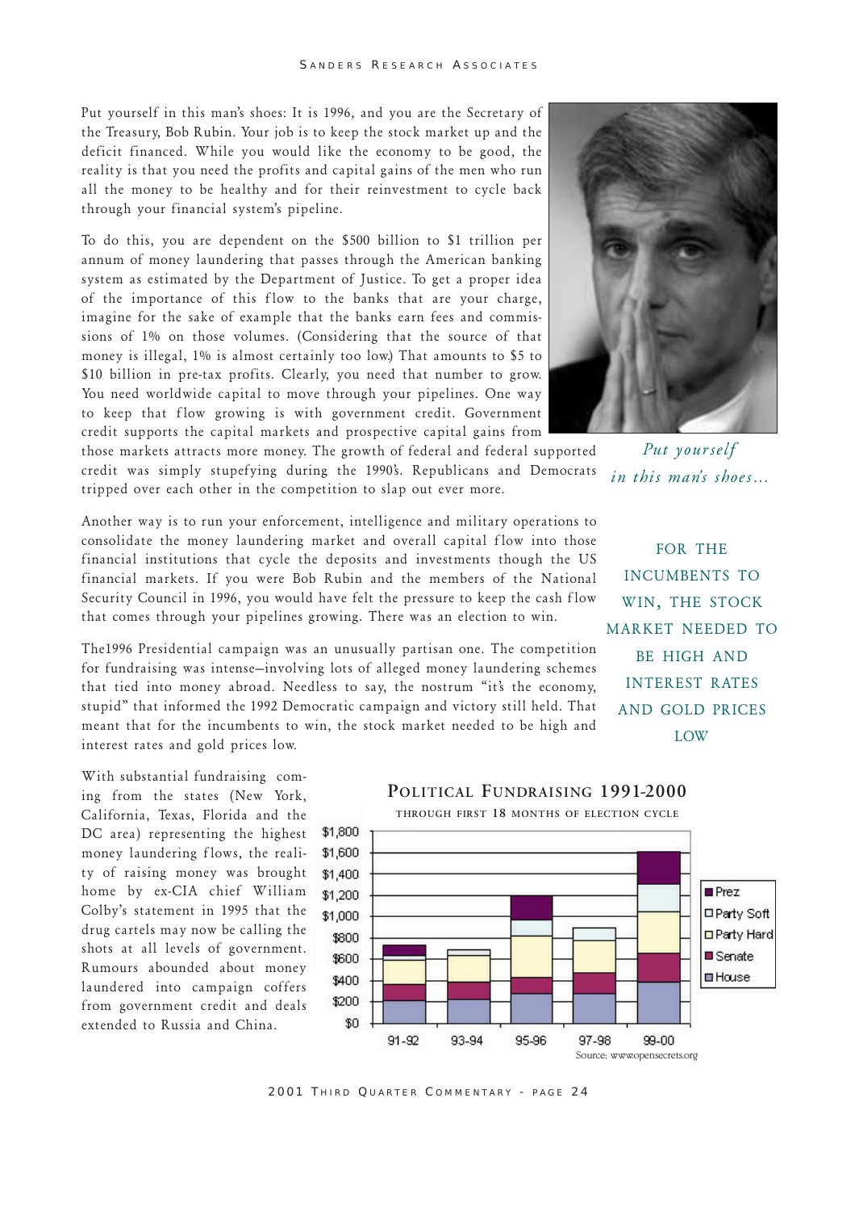Put yourself in this man's shoes: It is 1996, and you are the Secretary of the Treasury, Bob Rubin. Your job is to keep the stock market up and the deficit financed. While you would like the economy to be good, the reality is that you need the profits and capital gains of the men who run all the money to be healthy and for their reinvestment to cycle back through your financial system's pipeline.

To do this, you are dependent on the $500 billion to $1 trillion per annum of money laundering that passes through the American banking system as estimated by the Department of Justice. To get a proper idea of the importance of this flow to the banks that are your charge, imagine for the sake of example that the banks earn fees and commissions of 1% on those volumes. (Considering that the source of that money is illegal, 1% is almost certainly too low.) That amounts to $5 to $10 billion in pre-tax profits. Clearly, you need that number to grow. You need worldwide capital to move through your pipelines. One way to keep that flow growing is with government credit. Government credit supports the capital markets and prospective capital gains from those markets attracts more money. The growth of federal and federal supported credit was simply stupefying during the 1990's. Republicans and Democrats tripped over each other in the competition to slap out ever more.

*Put yourself in this man's shoes...*

Another way is to run your enforcement, intelligence and military operations to consolidate the money laundering market and overall capital flow into those financial institutions that cycle the deposits and investments though the US financial markets. If you were Bob Rubin and the members of the National Security Council in 1996, you would have felt the pressure to keep the cash flow that comes through your pipelines growing. There was an election to win.

The1996 Presidential campaign was an unusually partisan one. The competition for fundraising was intense—involving lots of alleged money laundering schemes that tied into money abroad. Needless to say, the nostrum "it's the economy, stupid" that informed the 1992 Democratic campaign and victory still held. That meant that for the incumbents to win, the stock market needed to be high and interest rates and gold prices low.

FOR THE INCUMBENTS TO WIN, THE STOCK MARKET NEEDED TO BE HIGH AND INTEREST RATES AND GOLD PRICES LOW

With substantial fundraising coming from the states (New York, California, Texas, Florida and the DC area) representing the highest money laundering flows, the reality of raising money was brought home by ex-CIA chief William Colby's statement in 1995 that the drug cartels may now be calling the shots at all levels of government. Rumours abounded about money laundered into campaign coffers from government credit and deals extended to Russia and China.

**POLITICAL FUNDRAISING 1991-2000**

THROUGH FIRST 18 MONTHS OF ELECTION CYCLE

[Stacked bar chart: y-axis $0 to $1,800; x-axis 91-92, 93-94, 95-96, 97-98, 99-00; legend: Prez, Party Soft, Party Hard, Senate, House]

Source: www.opensecrets.org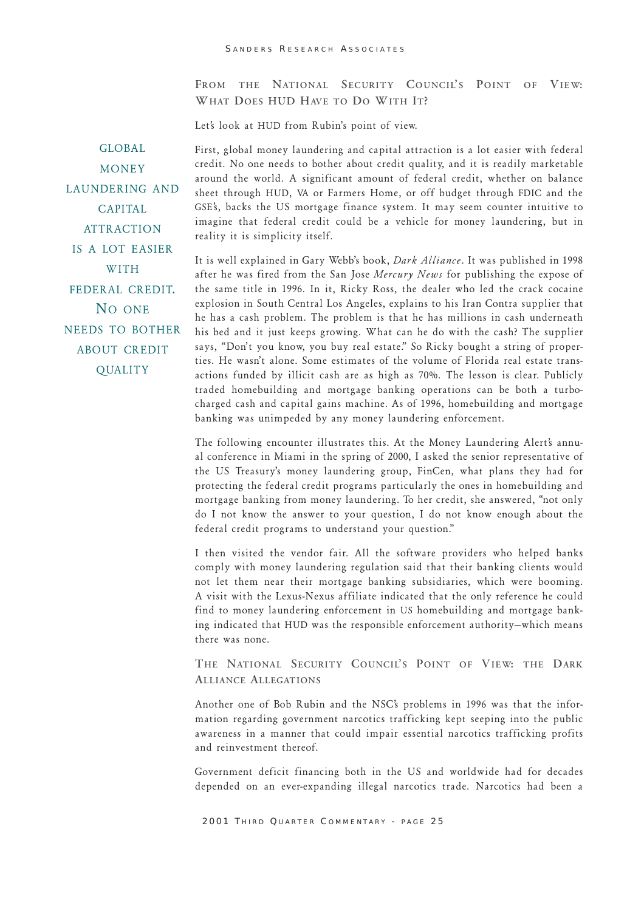## From the National Security Council's Point of View: What Does HUD Have to Do With It?

Let's look at HUD from Rubin's point of view.

> GLOBAL MONEY LAUNDERING AND CAPITAL ATTRACTION IS A LOT EASIER WITH FEDERAL CREDIT. NO ONE NEEDS TO BOTHER ABOUT CREDIT QUALITY

First, global money laundering and capital attraction is a lot easier with federal credit. No one needs to bother about credit quality, and it is readily marketable around the world. A significant amount of federal credit, whether on balance sheet through HUD, VA or Farmers Home, or off budget through FDIC and the GSE's, backs the US mortgage finance system. It may seem counter intuitive to imagine that federal credit could be a vehicle for money laundering, but in reality it is simplicity itself.

It is well explained in Gary Webb's book, *Dark Alliance*. It was published in 1998 after he was fired from the San Jose *Mercury News* for publishing the expose of the same title in 1996. In it, Ricky Ross, the dealer who led the crack cocaine explosion in South Central Los Angeles, explains to his Iran Contra supplier that he has a cash problem. The problem is that he has millions in cash underneath his bed and it just keeps growing. What can he do with the cash? The supplier says, "Don't you know, you buy real estate." So Ricky bought a string of properties. He wasn't alone. Some estimates of the volume of Florida real estate transactions funded by illicit cash are as high as 70%. The lesson is clear. Publicly traded homebuilding and mortgage banking operations can be both a turbo-charged cash and capital gains machine. As of 1996, homebuilding and mortgage banking was unimpeded by any money laundering enforcement.

The following encounter illustrates this. At the Money Laundering Alert's annual conference in Miami in the spring of 2000, I asked the senior representative of the US Treasury's money laundering group, FinCen, what plans they had for protecting the federal credit programs particularly the ones in homebuilding and mortgage banking from money laundering. To her credit, she answered, "not only do I not know the answer to your question, I do not know enough about the federal credit programs to understand your question."

I then visited the vendor fair. All the software providers who helped banks comply with money laundering regulation said that their banking clients would not let them near their mortgage banking subsidiaries, which were booming. A visit with the Lexus-Nexus affiliate indicated that the only reference he could find to money laundering enforcement in US homebuilding and mortgage banking indicated that HUD was the responsible enforcement authority—which means there was none.

## The National Security Council's Point of View: The Dark Alliance Allegations

Another one of Bob Rubin and the NSC's problems in 1996 was that the information regarding government narcotics trafficking kept seeping into the public awareness in a manner that could impair essential narcotics trafficking profits and reinvestment thereof.

Government deficit financing both in the US and worldwide had for decades depended on an ever-expanding illegal narcotics trade. Narcotics had been a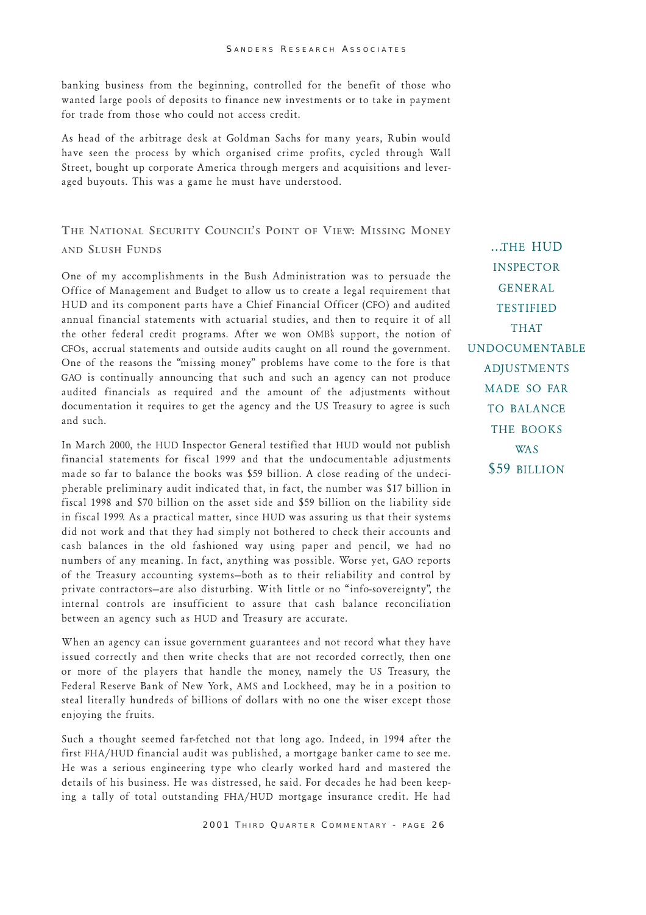banking business from the beginning, controlled for the benefit of those who wanted large pools of deposits to finance new investments or to take in payment for trade from those who could not access credit.

As head of the arbitrage desk at Goldman Sachs for many years, Rubin would have seen the process by which organised crime profits, cycled through Wall Street, bought up corporate America through mergers and acquisitions and leveraged buyouts. This was a game he must have understood.

## The National Security Council's Point of View: Missing Money and Slush Funds

One of my accomplishments in the Bush Administration was to persuade the Office of Management and Budget to allow us to create a legal requirement that HUD and its component parts have a Chief Financial Officer (CFO) and audited annual financial statements with actuarial studies, and then to require it of all the other federal credit programs. After we won OMB's support, the notion of CFOs, accrual statements and outside audits caught on all round the government. One of the reasons the "missing money" problems have come to the fore is that GAO is continually announcing that such and such an agency can not produce audited financials as required and the amount of the adjustments without documentation it requires to get the agency and the US Treasury to agree is such and such.

> ...THE HUD INSPECTOR GENERAL TESTIFIED THAT UNDOCUMENTABLE ADJUSTMENTS MADE SO FAR TO BALANCE THE BOOKS WAS $59 BILLION

In March 2000, the HUD Inspector General testified that HUD would not publish financial statements for fiscal 1999 and that the undocumentable adjustments made so far to balance the books was $59 billion. A close reading of the undecipherable preliminary audit indicated that, in fact, the number was $17 billion in fiscal 1998 and $70 billion on the asset side and $59 billion on the liability side in fiscal 1999. As a practical matter, since HUD was assuring us that their systems did not work and that they had simply not bothered to check their accounts and cash balances in the old fashioned way using paper and pencil, we had no numbers of any meaning. In fact, anything was possible. Worse yet, GAO reports of the Treasury accounting systems—both as to their reliability and control by private contractors—are also disturbing. With little or no "info-sovereignty", the internal controls are insufficient to assure that cash balance reconciliation between an agency such as HUD and Treasury are accurate.

When an agency can issue government guarantees and not record what they have issued correctly and then write checks that are not recorded correctly, then one or more of the players that handle the money, namely the US Treasury, the Federal Reserve Bank of New York, AMS and Lockheed, may be in a position to steal literally hundreds of billions of dollars with no one the wiser except those enjoying the fruits.

Such a thought seemed far-fetched not that long ago. Indeed, in 1994 after the first FHA/HUD financial audit was published, a mortgage banker came to see me. He was a serious engineering type who clearly worked hard and mastered the details of his business. He was distressed, he said. For decades he had been keeping a tally of total outstanding FHA/HUD mortgage insurance credit. He had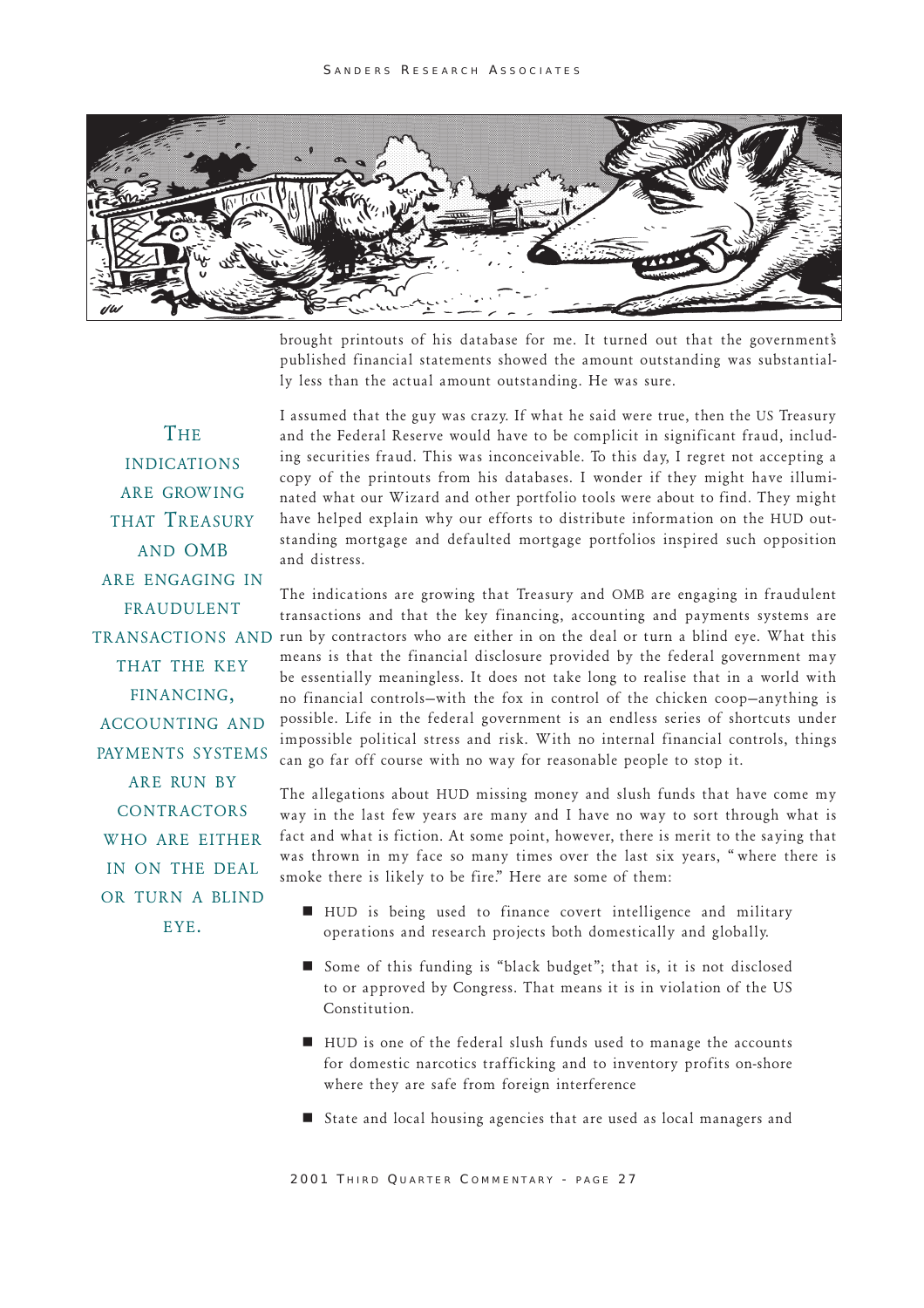brought printouts of his database for me. It turned out that the government's published financial statements showed the amount outstanding was substantially less than the actual amount outstanding. He was sure.

I assumed that the guy was crazy. If what he said were true, then the US Treasury and the Federal Reserve would have to be complicit in significant fraud, including securities fraud. This was inconceivable. To this day, I regret not accepting a copy of the printouts from his databases. I wonder if they might have illuminated what our Wizard and other portfolio tools were about to find. They might have helped explain why our efforts to distribute information on the HUD outstanding mortgage and defaulted mortgage portfolios inspired such opposition and distress.

> THE INDICATIONS ARE GROWING THAT TREASURY AND OMB ARE ENGAGING IN FRAUDULENT TRANSACTIONS AND THAT THE KEY FINANCING, ACCOUNTING AND PAYMENTS SYSTEMS ARE RUN BY CONTRACTORS WHO ARE EITHER IN ON THE DEAL OR TURN A BLIND EYE.

The indications are growing that Treasury and OMB are engaging in fraudulent transactions and that the key financing, accounting and payments systems are run by contractors who are either in on the deal or turn a blind eye. What this means is that the financial disclosure provided by the federal government may be essentially meaningless. It does not take long to realise that in a world with no financial controls—with the fox in control of the chicken coop—anything is possible. Life in the federal government is an endless series of shortcuts under impossible political stress and risk. With no internal financial controls, things can go far off course with no way for reasonable people to stop it.

The allegations about HUD missing money and slush funds that have come my way in the last few years are many and I have no way to sort through what is fact and what is fiction. At some point, however, there is merit to the saying that was thrown in my face so many times over the last six years, "where there is smoke there is likely to be fire." Here are some of them:

- HUD is being used to finance covert intelligence and military operations and research projects both domestically and globally.
- Some of this funding is "black budget"; that is, it is not disclosed to or approved by Congress. That means it is in violation of the US Constitution.
- HUD is one of the federal slush funds used to manage the accounts for domestic narcotics trafficking and to inventory profits on-shore where they are safe from foreign interference
- State and local housing agencies that are used as local managers and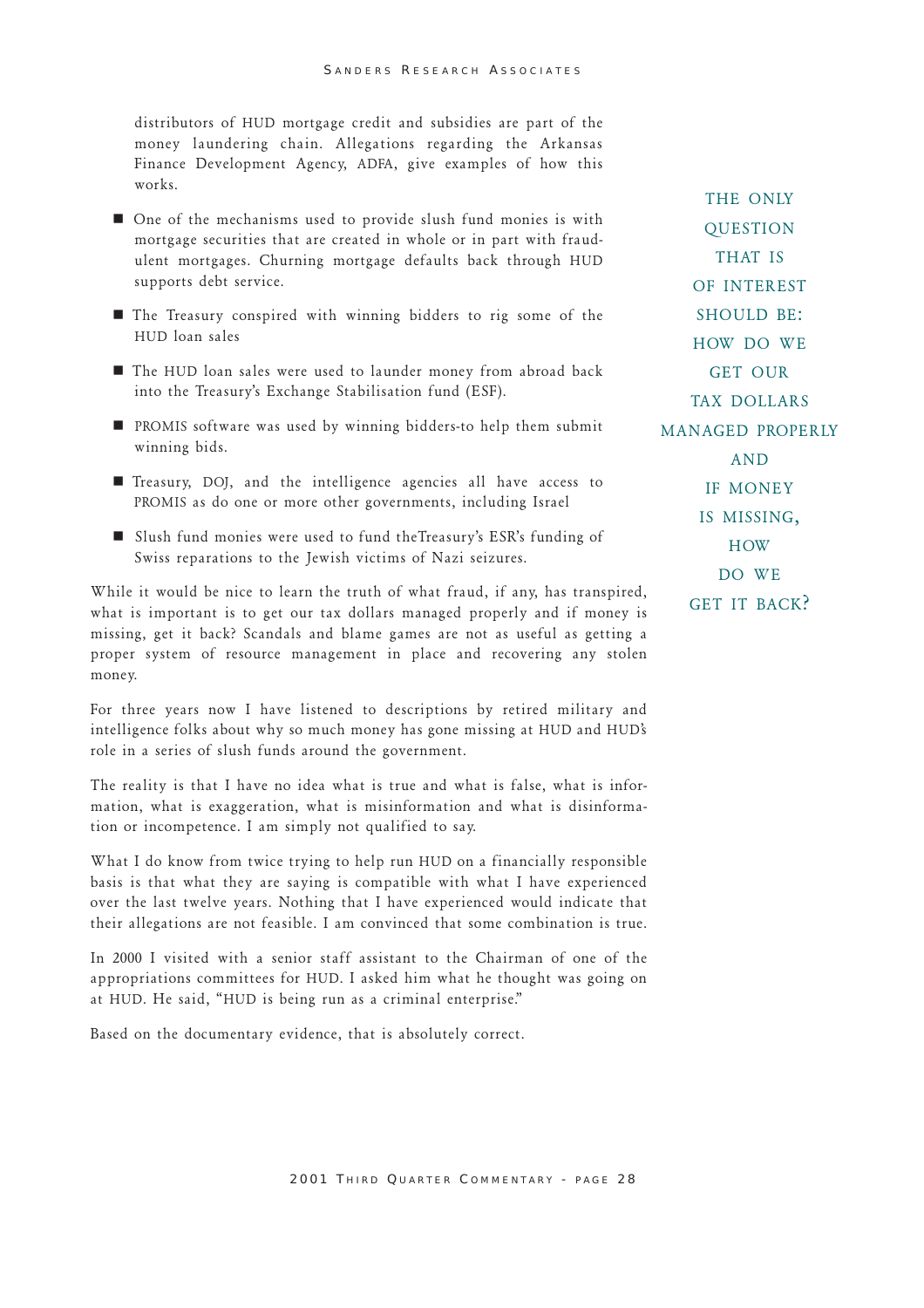distributors of HUD mortgage credit and subsidies are part of the money laundering chain. Allegations regarding the Arkansas Finance Development Agency, ADFA, give examples of how this works.

- One of the mechanisms used to provide slush fund monies is with mortgage securities that are created in whole or in part with fraudulent mortgages. Churning mortgage defaults back through HUD supports debt service.
- The Treasury conspired with winning bidders to rig some of the HUD loan sales
- The HUD loan sales were used to launder money from abroad back into the Treasury's Exchange Stabilisation fund (ESF).
- PROMIS software was used by winning bidders-to help them submit winning bids.
- Treasury, DOJ, and the intelligence agencies all have access to PROMIS as do one or more other governments, including Israel
- Slush fund monies were used to fund theTreasury's ESR's funding of Swiss reparations to the Jewish victims of Nazi seizures.

While it would be nice to learn the truth of what fraud, if any, has transpired, what is important is to get our tax dollars managed properly and if money is missing, get it back? Scandals and blame games are not as useful as getting a proper system of resource management in place and recovering any stolen money.

THE ONLY QUESTION THAT IS OF INTEREST SHOULD BE: HOW DO WE GET OUR TAX DOLLARS MANAGED PROPERLY AND IF MONEY IS MISSING, HOW DO WE GET IT BACK?

For three years now I have listened to descriptions by retired military and intelligence folks about why so much money has gone missing at HUD and HUD's role in a series of slush funds around the government.

The reality is that I have no idea what is true and what is false, what is information, what is exaggeration, what is misinformation and what is disinformation or incompetence. I am simply not qualified to say.

What I do know from twice trying to help run HUD on a financially responsible basis is that what they are saying is compatible with what I have experienced over the last twelve years. Nothing that I have experienced would indicate that their allegations are not feasible. I am convinced that some combination is true.

In 2000 I visited with a senior staff assistant to the Chairman of one of the appropriations committees for HUD. I asked him what he thought was going on at HUD. He said, "HUD is being run as a criminal enterprise."

Based on the documentary evidence, that is absolutely correct.